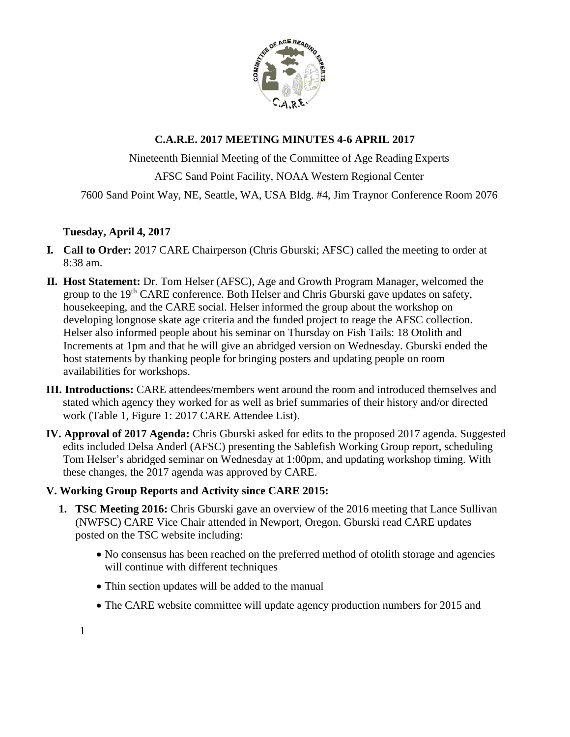# C.A.R.E. 2017 MEETING MINUTES 4-6 APRIL 2017

Nineteenth Biennial Meeting of the Committee of Age Reading Experts

AFSC Sand Point Facility, NOAA Western Regional Center

7600 Sand Point Way, NE, Seattle, WA, USA Bldg. #4, Jim Traynor Conference Room 2076

**Tuesday, April 4, 2017**

**I. Call to Order:** 2017 CARE Chairperson (Chris Gburski; AFSC) called the meeting to order at 8:38 am.

**II. Host Statement:** Dr. Tom Helser (AFSC), Age and Growth Program Manager, welcomed the group to the 19th CARE conference. Both Helser and Chris Gburski gave updates on safety, housekeeping, and the CARE social. Helser informed the group about the workshop on developing longnose skate age criteria and the funded project to reage the AFSC collection. Helser also informed people about his seminar on Thursday on Fish Tails: 18 Otolith and Increments at 1pm and that he will give an abridged version on Wednesday. Gburski ended the host statements by thanking people for bringing posters and updating people on room availabilities for workshops.

**III. Introductions:** CARE attendees/members went around the room and introduced themselves and stated which agency they worked for as well as brief summaries of their history and/or directed work (Table 1, Figure 1: 2017 CARE Attendee List).

**IV. Approval of 2017 Agenda:** Chris Gburski asked for edits to the proposed 2017 agenda. Suggested edits included Delsa Anderl (AFSC) presenting the Sablefish Working Group report, scheduling Tom Helser's abridged seminar on Wednesday at 1:00pm, and updating workshop timing. With these changes, the 2017 agenda was approved by CARE.

**V. Working Group Reports and Activity since CARE 2015:**

1. **TSC Meeting 2016:** Chris Gburski gave an overview of the 2016 meeting that Lance Sullivan (NWFSC) CARE Vice Chair attended in Newport, Oregon. Gburski read CARE updates posted on the TSC website including:
   - No consensus has been reached on the preferred method of otolith storage and agencies will continue with different techniques
   - Thin section updates will be added to the manual
   - The CARE website committee will update agency production numbers for 2015 and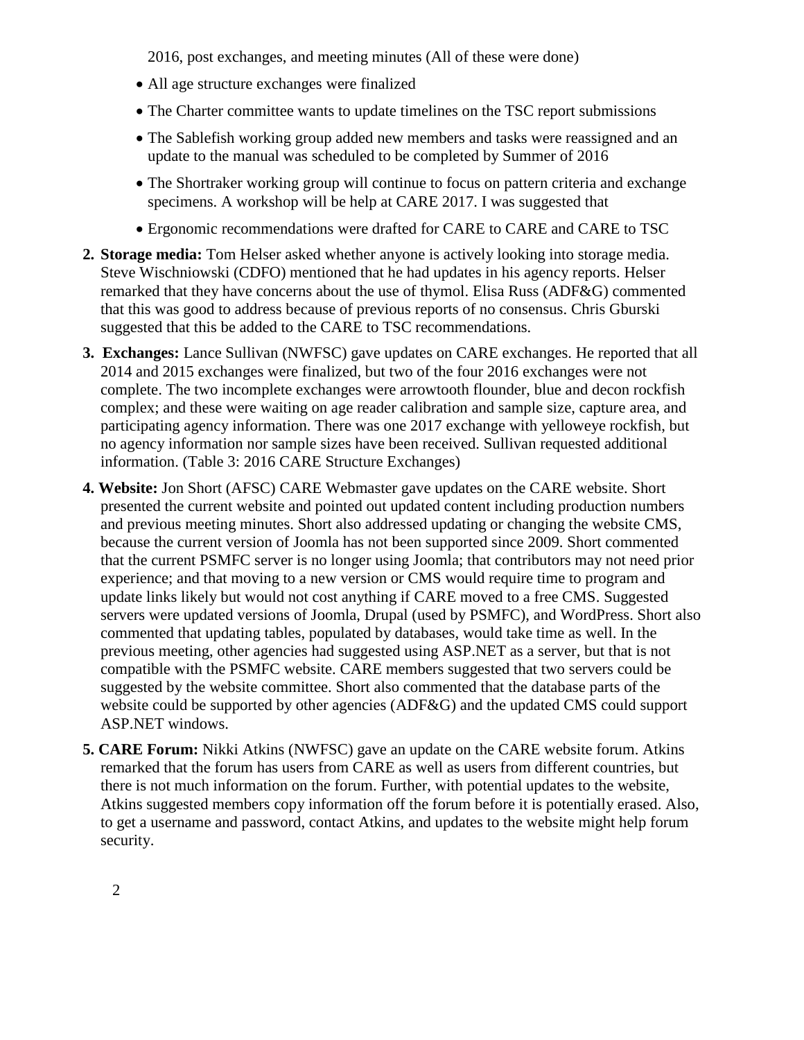2016, post exchanges, and meeting minutes (All of these were done)

- All age structure exchanges were finalized
- The Charter committee wants to update timelines on the TSC report submissions
- The Sablefish working group added new members and tasks were reassigned and an update to the manual was scheduled to be completed by Summer of 2016
- The Shortraker working group will continue to focus on pattern criteria and exchange specimens. A workshop will be help at CARE 2017. I was suggested that
- Ergonomic recommendations were drafted for CARE to CARE and CARE to TSC

2. **Storage media:** Tom Helser asked whether anyone is actively looking into storage media. Steve Wischniowski (CDFO) mentioned that he had updates in his agency reports. Helser remarked that they have concerns about the use of thymol. Elisa Russ (ADF&G) commented that this was good to address because of previous reports of no consensus. Chris Gburski suggested that this be added to the CARE to TSC recommendations.
3. **Exchanges:** Lance Sullivan (NWFSC) gave updates on CARE exchanges. He reported that all 2014 and 2015 exchanges were finalized, but two of the four 2016 exchanges were not complete. The two incomplete exchanges were arrowtooth flounder, blue and decon rockfish complex; and these were waiting on age reader calibration and sample size, capture area, and participating agency information. There was one 2017 exchange with yelloweye rockfish, but no agency information nor sample sizes have been received. Sullivan requested additional information. (Table 3: 2016 CARE Structure Exchanges)
4. **Website:** Jon Short (AFSC) CARE Webmaster gave updates on the CARE website. Short presented the current website and pointed out updated content including production numbers and previous meeting minutes. Short also addressed updating or changing the website CMS, because the current version of Joomla has not been supported since 2009. Short commented that the current PSMFC server is no longer using Joomla; that contributors may not need prior experience; and that moving to a new version or CMS would require time to program and update links likely but would not cost anything if CARE moved to a free CMS. Suggested servers were updated versions of Joomla, Drupal (used by PSMFC), and WordPress. Short also commented that updating tables, populated by databases, would take time as well. In the previous meeting, other agencies had suggested using ASP.NET as a server, but that is not compatible with the PSMFC website. CARE members suggested that two servers could be suggested by the website committee. Short also commented that the database parts of the website could be supported by other agencies (ADF&G) and the updated CMS could support ASP.NET windows.
5. **CARE Forum:** Nikki Atkins (NWFSC) gave an update on the CARE website forum. Atkins remarked that the forum has users from CARE as well as users from different countries, but there is not much information on the forum. Further, with potential updates to the website, Atkins suggested members copy information off the forum before it is potentially erased. Also, to get a username and password, contact Atkins, and updates to the website might help forum security.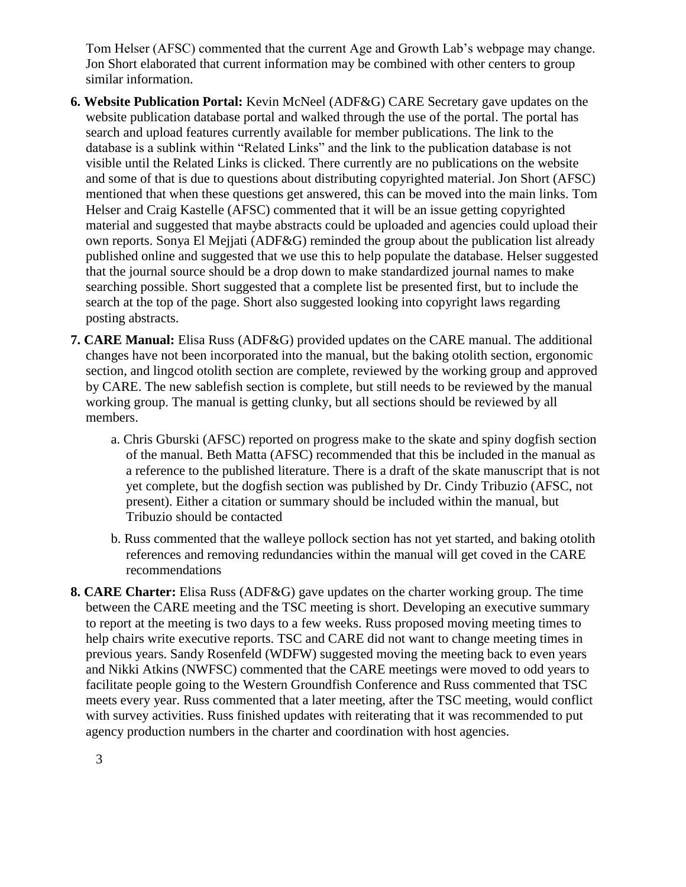Tom Helser (AFSC) commented that the current Age and Growth Lab's webpage may change. Jon Short elaborated that current information may be combined with other centers to group similar information.

6. **Website Publication Portal:** Kevin McNeel (ADF&G) CARE Secretary gave updates on the website publication database portal and walked through the use of the portal. The portal has search and upload features currently available for member publications. The link to the database is a sublink within "Related Links" and the link to the publication database is not visible until the Related Links is clicked. There currently are no publications on the website and some of that is due to questions about distributing copyrighted material. Jon Short (AFSC) mentioned that when these questions get answered, this can be moved into the main links. Tom Helser and Craig Kastelle (AFSC) commented that it will be an issue getting copyrighted material and suggested that maybe abstracts could be uploaded and agencies could upload their own reports. Sonya El Mejjati (ADF&G) reminded the group about the publication list already published online and suggested that we use this to help populate the database. Helser suggested that the journal source should be a drop down to make standardized journal names to make searching possible. Short suggested that a complete list be presented first, but to include the search at the top of the page. Short also suggested looking into copyright laws regarding posting abstracts.

7. **CARE Manual:** Elisa Russ (ADF&G) provided updates on the CARE manual. The additional changes have not been incorporated into the manual, but the baking otolith section, ergonomic section, and lingcod otolith section are complete, reviewed by the working group and approved by CARE. The new sablefish section is complete, but still needs to be reviewed by the manual working group. The manual is getting clunky, but all sections should be reviewed by all members.

    a. Chris Gburski (AFSC) reported on progress make to the skate and spiny dogfish section of the manual. Beth Matta (AFSC) recommended that this be included in the manual as a reference to the published literature. There is a draft of the skate manuscript that is not yet complete, but the dogfish section was published by Dr. Cindy Tribuzio (AFSC, not present). Either a citation or summary should be included within the manual, but Tribuzio should be contacted

    b. Russ commented that the walleye pollock section has not yet started, and baking otolith references and removing redundancies within the manual will get coved in the CARE recommendations

8. **CARE Charter:** Elisa Russ (ADF&G) gave updates on the charter working group. The time between the CARE meeting and the TSC meeting is short. Developing an executive summary to report at the meeting is two days to a few weeks. Russ proposed moving meeting times to help chairs write executive reports. TSC and CARE did not want to change meeting times in previous years. Sandy Rosenfeld (WDFW) suggested moving the meeting back to even years and Nikki Atkins (NWFSC) commented that the CARE meetings were moved to odd years to facilitate people going to the Western Groundfish Conference and Russ commented that TSC meets every year. Russ commented that a later meeting, after the TSC meeting, would conflict with survey activities. Russ finished updates with reiterating that it was recommended to put agency production numbers in the charter and coordination with host agencies.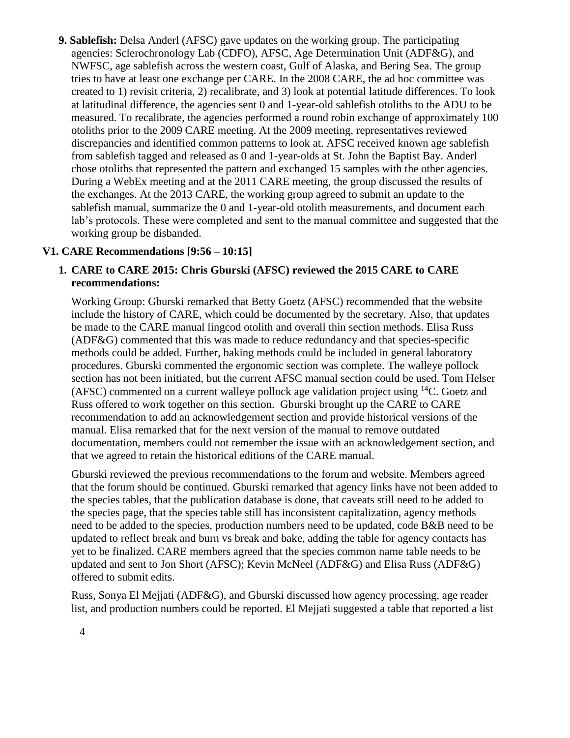**9. Sablefish:** Delsa Anderl (AFSC) gave updates on the working group. The participating agencies: Sclerochronology Lab (CDFO), AFSC, Age Determination Unit (ADF&G), and NWFSC, age sablefish across the western coast, Gulf of Alaska, and Bering Sea. The group tries to have at least one exchange per CARE. In the 2008 CARE, the ad hoc committee was created to 1) revisit criteria, 2) recalibrate, and 3) look at potential latitude differences. To look at latitudinal difference, the agencies sent 0 and 1-year-old sablefish otoliths to the ADU to be measured. To recalibrate, the agencies performed a round robin exchange of approximately 100 otoliths prior to the 2009 CARE meeting. At the 2009 meeting, representatives reviewed discrepancies and identified common patterns to look at. AFSC received known age sablefish from sablefish tagged and released as 0 and 1-year-olds at St. John the Baptist Bay. Anderl chose otoliths that represented the pattern and exchanged 15 samples with the other agencies. During a WebEx meeting and at the 2011 CARE meeting, the group discussed the results of the exchanges. At the 2013 CARE, the working group agreed to submit an update to the sablefish manual, summarize the 0 and 1-year-old otolith measurements, and document each lab's protocols. These were completed and sent to the manual committee and suggested that the working group be disbanded.

## V1. CARE Recommendations [9:56 – 10:15]

**1. CARE to CARE 2015: Chris Gburski (AFSC) reviewed the 2015 CARE to CARE recommendations:**

Working Group: Gburski remarked that Betty Goetz (AFSC) recommended that the website include the history of CARE, which could be documented by the secretary. Also, that updates be made to the CARE manual lingcod otolith and overall thin section methods. Elisa Russ (ADF&G) commented that this was made to reduce redundancy and that species-specific methods could be added. Further, baking methods could be included in general laboratory procedures. Gburski commented the ergonomic section was complete. The walleye pollock section has not been initiated, but the current AFSC manual section could be used. Tom Helser (AFSC) commented on a current walleye pollock age validation project using $^{14}C$. Goetz and Russ offered to work together on this section. Gburski brought up the CARE to CARE recommendation to add an acknowledgement section and provide historical versions of the manual. Elisa remarked that for the next version of the manual to remove outdated documentation, members could not remember the issue with an acknowledgement section, and that we agreed to retain the historical editions of the CARE manual.

Gburski reviewed the previous recommendations to the forum and website. Members agreed that the forum should be continued. Gburski remarked that agency links have not been added to the species tables, that the publication database is done, that caveats still need to be added to the species page, that the species table still has inconsistent capitalization, agency methods need to be added to the species, production numbers need to be updated, code B&B need to be updated to reflect break and burn vs break and bake, adding the table for agency contacts has yet to be finalized. CARE members agreed that the species common name table needs to be updated and sent to Jon Short (AFSC); Kevin McNeel (ADF&G) and Elisa Russ (ADF&G) offered to submit edits.

Russ, Sonya El Mejjati (ADF&G), and Gburski discussed how agency processing, age reader list, and production numbers could be reported. El Mejjati suggested a table that reported a list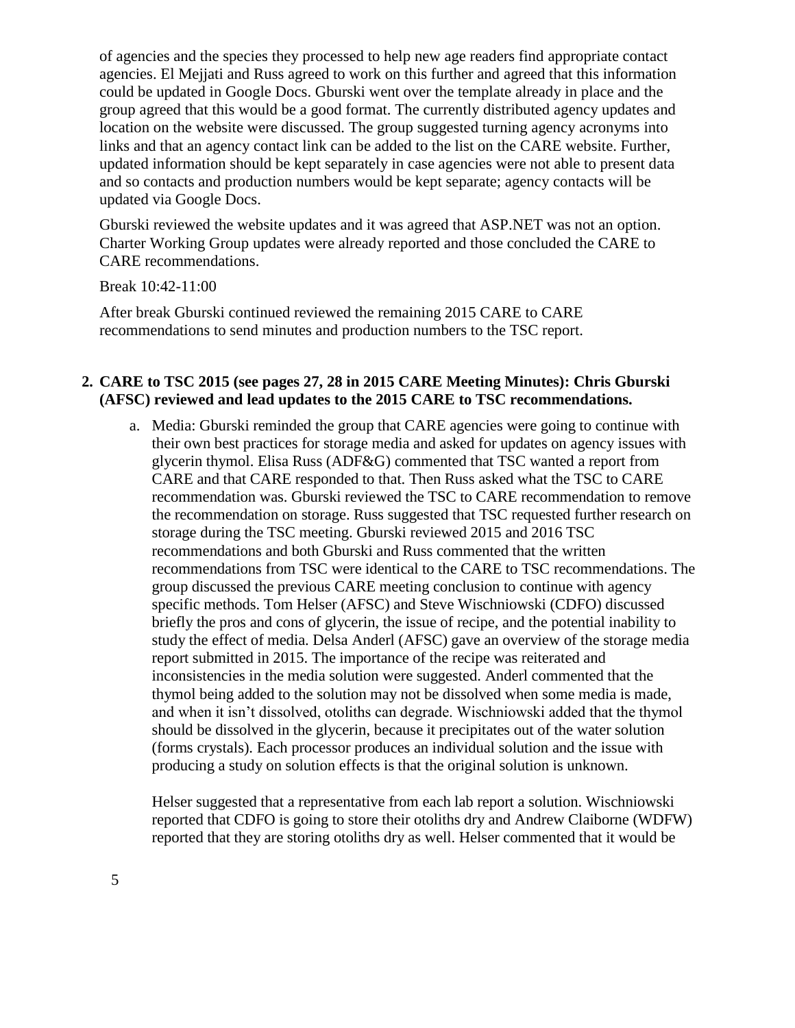of agencies and the species they processed to help new age readers find appropriate contact agencies. El Mejjati and Russ agreed to work on this further and agreed that this information could be updated in Google Docs. Gburski went over the template already in place and the group agreed that this would be a good format. The currently distributed agency updates and location on the website were discussed. The group suggested turning agency acronyms into links and that an agency contact link can be added to the list on the CARE website. Further, updated information should be kept separately in case agencies were not able to present data and so contacts and production numbers would be kept separate; agency contacts will be updated via Google Docs.

Gburski reviewed the website updates and it was agreed that ASP.NET was not an option. Charter Working Group updates were already reported and those concluded the CARE to CARE recommendations.

Break 10:42-11:00

After break Gburski continued reviewed the remaining 2015 CARE to CARE recommendations to send minutes and production numbers to the TSC report.

**2. CARE to TSC 2015 (see pages 27, 28 in 2015 CARE Meeting Minutes): Chris Gburski (AFSC) reviewed and lead updates to the 2015 CARE to TSC recommendations.**

a. Media: Gburski reminded the group that CARE agencies were going to continue with their own best practices for storage media and asked for updates on agency issues with glycerin thymol. Elisa Russ (ADF&G) commented that TSC wanted a report from CARE and that CARE responded to that. Then Russ asked what the TSC to CARE recommendation was. Gburski reviewed the TSC to CARE recommendation to remove the recommendation on storage. Russ suggested that TSC requested further research on storage during the TSC meeting. Gburski reviewed 2015 and 2016 TSC recommendations and both Gburski and Russ commented that the written recommendations from TSC were identical to the CARE to TSC recommendations. The group discussed the previous CARE meeting conclusion to continue with agency specific methods. Tom Helser (AFSC) and Steve Wischniowski (CDFO) discussed briefly the pros and cons of glycerin, the issue of recipe, and the potential inability to study the effect of media. Delsa Anderl (AFSC) gave an overview of the storage media report submitted in 2015. The importance of the recipe was reiterated and inconsistencies in the media solution were suggested. Anderl commented that the thymol being added to the solution may not be dissolved when some media is made, and when it isn't dissolved, otoliths can degrade. Wischniowski added that the thymol should be dissolved in the glycerin, because it precipitates out of the water solution (forms crystals). Each processor produces an individual solution and the issue with producing a study on solution effects is that the original solution is unknown.

   Helser suggested that a representative from each lab report a solution. Wischniowski reported that CDFO is going to store their otoliths dry and Andrew Claiborne (WDFW) reported that they are storing otoliths dry as well. Helser commented that it would be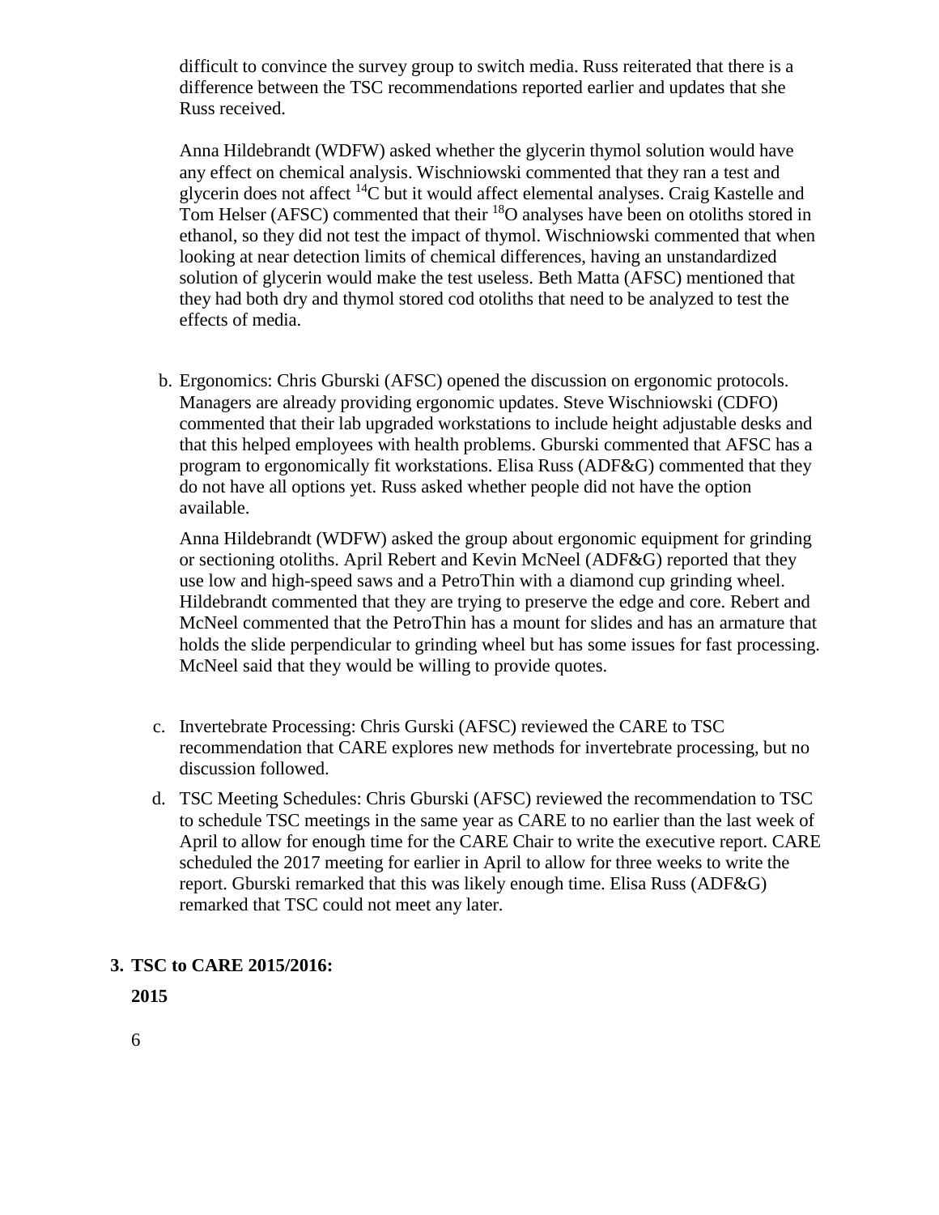difficult to convince the survey group to switch media. Russ reiterated that there is a difference between the TSC recommendations reported earlier and updates that she Russ received.

Anna Hildebrandt (WDFW) asked whether the glycerin thymol solution would have any effect on chemical analysis. Wischniowski commented that they ran a test and glycerin does not affect $^{14}C$ but it would affect elemental analyses. Craig Kastelle and Tom Helser (AFSC) commented that their $^{18}O$ analyses have been on otoliths stored in ethanol, so they did not test the impact of thymol. Wischniowski commented that when looking at near detection limits of chemical differences, having an unstandardized solution of glycerin would make the test useless. Beth Matta (AFSC) mentioned that they had both dry and thymol stored cod otoliths that need to be analyzed to test the effects of media.

b. Ergonomics: Chris Gburski (AFSC) opened the discussion on ergonomic protocols. Managers are already providing ergonomic updates. Steve Wischniowski (CDFO) commented that their lab upgraded workstations to include height adjustable desks and that this helped employees with health problems. Gburski commented that AFSC has a program to ergonomically fit workstations. Elisa Russ (ADF&G) commented that they do not have all options yet. Russ asked whether people did not have the option available.

   Anna Hildebrandt (WDFW) asked the group about ergonomic equipment for grinding or sectioning otoliths. April Rebert and Kevin McNeel (ADF&G) reported that they use low and high-speed saws and a PetroThin with a diamond cup grinding wheel. Hildebrandt commented that they are trying to preserve the edge and core. Rebert and McNeel commented that the PetroThin has a mount for slides and has an armature that holds the slide perpendicular to grinding wheel but has some issues for fast processing. McNeel said that they would be willing to provide quotes.

c. Invertebrate Processing: Chris Gurski (AFSC) reviewed the CARE to TSC recommendation that CARE explores new methods for invertebrate processing, but no discussion followed.

d. TSC Meeting Schedules: Chris Gburski (AFSC) reviewed the recommendation to TSC to schedule TSC meetings in the same year as CARE to no earlier than the last week of April to allow for enough time for the CARE Chair to write the executive report. CARE scheduled the 2017 meeting for earlier in April to allow for three weeks to write the report. Gburski remarked that this was likely enough time. Elisa Russ (ADF&G) remarked that TSC could not meet any later.

**3. TSC to CARE 2015/2016:**

**2015**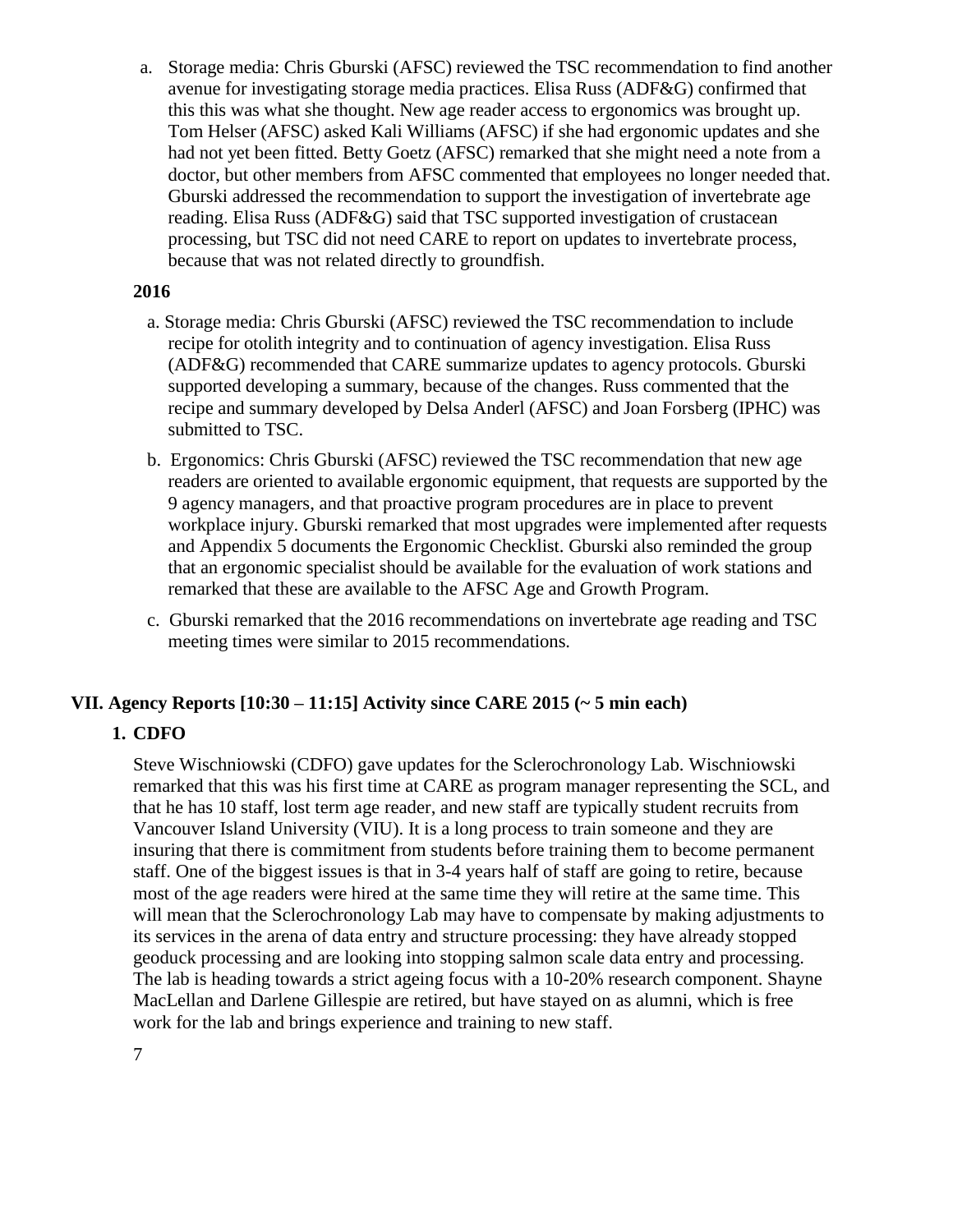a. Storage media: Chris Gburski (AFSC) reviewed the TSC recommendation to find another avenue for investigating storage media practices. Elisa Russ (ADF&G) confirmed that this this was what she thought. New age reader access to ergonomics was brought up. Tom Helser (AFSC) asked Kali Williams (AFSC) if she had ergonomic updates and she had not yet been fitted. Betty Goetz (AFSC) remarked that she might need a note from a doctor, but other members from AFSC commented that employees no longer needed that. Gburski addressed the recommendation to support the investigation of invertebrate age reading. Elisa Russ (ADF&G) said that TSC supported investigation of crustacean processing, but TSC did not need CARE to report on updates to invertebrate process, because that was not related directly to groundfish.

**2016**

a. Storage media: Chris Gburski (AFSC) reviewed the TSC recommendation to include recipe for otolith integrity and to continuation of agency investigation. Elisa Russ (ADF&G) recommended that CARE summarize updates to agency protocols. Gburski supported developing a summary, because of the changes. Russ commented that the recipe and summary developed by Delsa Anderl (AFSC) and Joan Forsberg (IPHC) was submitted to TSC.

b. Ergonomics: Chris Gburski (AFSC) reviewed the TSC recommendation that new age readers are oriented to available ergonomic equipment, that requests are supported by the 9 agency managers, and that proactive program procedures are in place to prevent workplace injury. Gburski remarked that most upgrades were implemented after requests and Appendix 5 documents the Ergonomic Checklist. Gburski also reminded the group that an ergonomic specialist should be available for the evaluation of work stations and remarked that these are available to the AFSC Age and Growth Program.

c. Gburski remarked that the 2016 recommendations on invertebrate age reading and TSC meeting times were similar to 2015 recommendations.

## VII. Agency Reports [10:30 – 11:15] Activity since CARE 2015 (~ 5 min each)

### 1. CDFO

Steve Wischniowski (CDFO) gave updates for the Sclerochronology Lab. Wischniowski remarked that this was his first time at CARE as program manager representing the SCL, and that he has 10 staff, lost term age reader, and new staff are typically student recruits from Vancouver Island University (VIU). It is a long process to train someone and they are insuring that there is commitment from students before training them to become permanent staff. One of the biggest issues is that in 3-4 years half of staff are going to retire, because most of the age readers were hired at the same time they will retire at the same time. This will mean that the Sclerochronology Lab may have to compensate by making adjustments to its services in the arena of data entry and structure processing: they have already stopped geoduck processing and are looking into stopping salmon scale data entry and processing. The lab is heading towards a strict ageing focus with a 10-20% research component. Shayne MacLellan and Darlene Gillespie are retired, but have stayed on as alumni, which is free work for the lab and brings experience and training to new staff.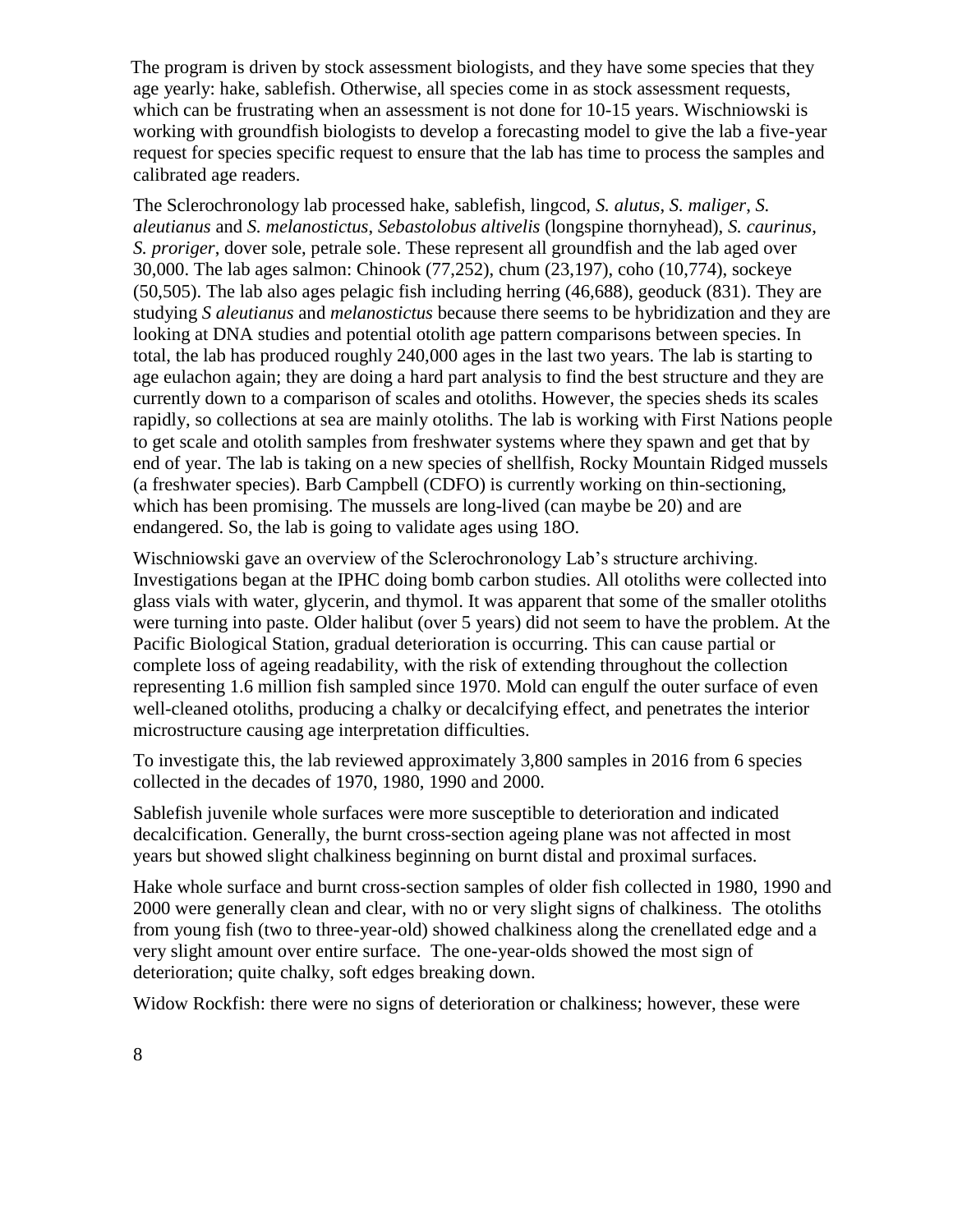The program is driven by stock assessment biologists, and they have some species that they age yearly: hake, sablefish. Otherwise, all species come in as stock assessment requests, which can be frustrating when an assessment is not done for 10-15 years. Wischniowski is working with groundfish biologists to develop a forecasting model to give the lab a five-year request for species specific request to ensure that the lab has time to process the samples and calibrated age readers.

The Sclerochronology lab processed hake, sablefish, lingcod, *S. alutus*, *S. maliger*, *S. aleutianus* and *S. melanostictus*, *Sebastolobus altivelis* (longspine thornyhead), *S. caurinus*, *S. proriger*, dover sole, petrale sole. These represent all groundfish and the lab aged over 30,000. The lab ages salmon: Chinook (77,252), chum (23,197), coho (10,774), sockeye (50,505). The lab also ages pelagic fish including herring (46,688), geoduck (831). They are studying *S aleutianus* and *melanostictus* because there seems to be hybridization and they are looking at DNA studies and potential otolith age pattern comparisons between species. In total, the lab has produced roughly 240,000 ages in the last two years. The lab is starting to age eulachon again; they are doing a hard part analysis to find the best structure and they are currently down to a comparison of scales and otoliths. However, the species sheds its scales rapidly, so collections at sea are mainly otoliths. The lab is working with First Nations people to get scale and otolith samples from freshwater systems where they spawn and get that by end of year. The lab is taking on a new species of shellfish, Rocky Mountain Ridged mussels (a freshwater species). Barb Campbell (CDFO) is currently working on thin-sectioning, which has been promising. The mussels are long-lived (can maybe be 20) and are endangered. So, the lab is going to validate ages using 18O.

Wischniowski gave an overview of the Sclerochronology Lab's structure archiving. Investigations began at the IPHC doing bomb carbon studies. All otoliths were collected into glass vials with water, glycerin, and thymol. It was apparent that some of the smaller otoliths were turning into paste. Older halibut (over 5 years) did not seem to have the problem. At the Pacific Biological Station, gradual deterioration is occurring. This can cause partial or complete loss of ageing readability, with the risk of extending throughout the collection representing 1.6 million fish sampled since 1970. Mold can engulf the outer surface of even well-cleaned otoliths, producing a chalky or decalcifying effect, and penetrates the interior microstructure causing age interpretation difficulties.

To investigate this, the lab reviewed approximately 3,800 samples in 2016 from 6 species collected in the decades of 1970, 1980, 1990 and 2000.

Sablefish juvenile whole surfaces were more susceptible to deterioration and indicated decalcification. Generally, the burnt cross-section ageing plane was not affected in most years but showed slight chalkiness beginning on burnt distal and proximal surfaces.

Hake whole surface and burnt cross-section samples of older fish collected in 1980, 1990 and 2000 were generally clean and clear, with no or very slight signs of chalkiness. The otoliths from young fish (two to three-year-old) showed chalkiness along the crenellated edge and a very slight amount over entire surface. The one-year-olds showed the most sign of deterioration; quite chalky, soft edges breaking down.

Widow Rockfish: there were no signs of deterioration or chalkiness; however, these were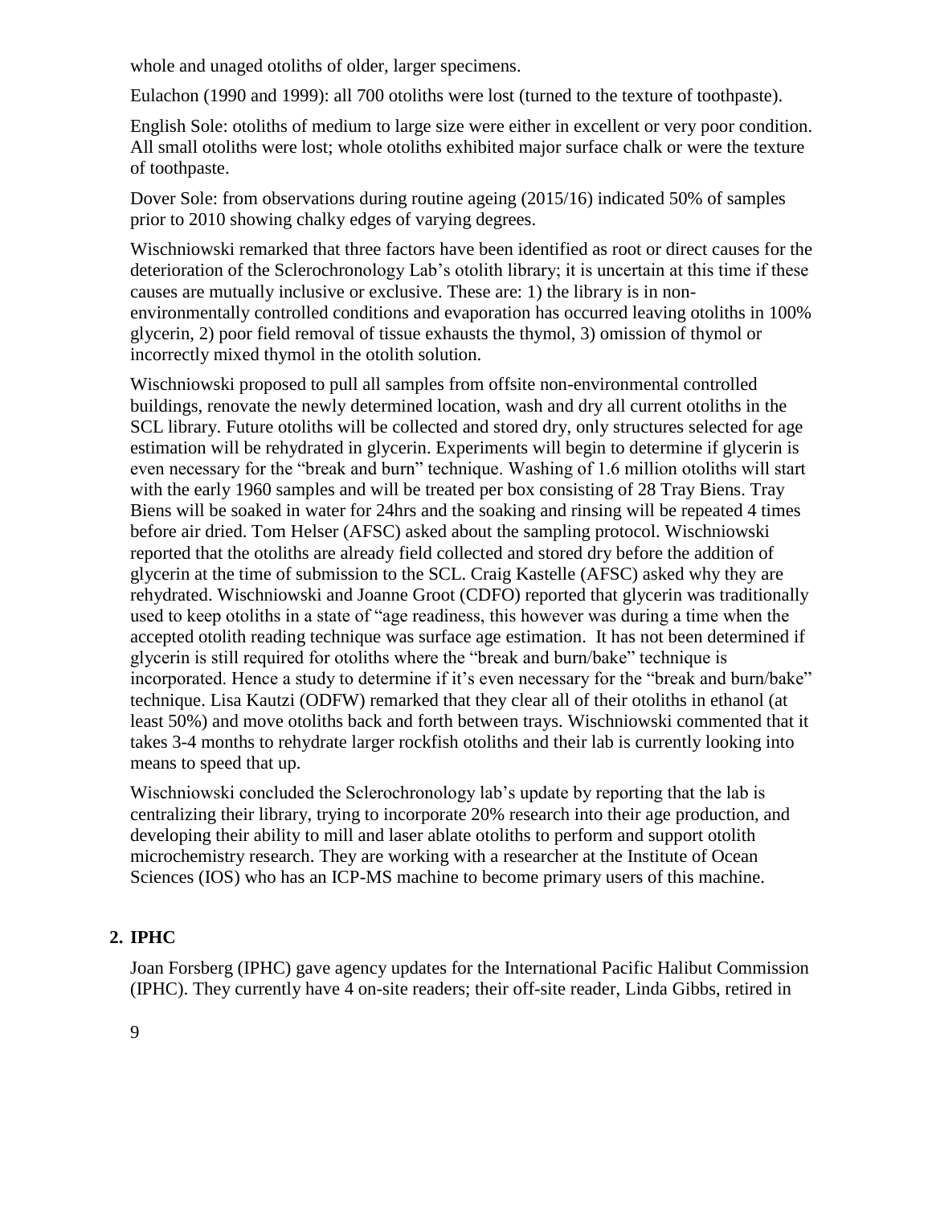whole and unaged otoliths of older, larger specimens.

Eulachon (1990 and 1999): all 700 otoliths were lost (turned to the texture of toothpaste).

English Sole: otoliths of medium to large size were either in excellent or very poor condition. All small otoliths were lost; whole otoliths exhibited major surface chalk or were the texture of toothpaste.

Dover Sole: from observations during routine ageing (2015/16) indicated 50% of samples prior to 2010 showing chalky edges of varying degrees.

Wischniowski remarked that three factors have been identified as root or direct causes for the deterioration of the Sclerochronology Lab's otolith library; it is uncertain at this time if these causes are mutually inclusive or exclusive. These are: 1) the library is in non-environmentally controlled conditions and evaporation has occurred leaving otoliths in 100% glycerin, 2) poor field removal of tissue exhausts the thymol, 3) omission of thymol or incorrectly mixed thymol in the otolith solution.

Wischniowski proposed to pull all samples from offsite non-environmental controlled buildings, renovate the newly determined location, wash and dry all current otoliths in the SCL library. Future otoliths will be collected and stored dry, only structures selected for age estimation will be rehydrated in glycerin. Experiments will begin to determine if glycerin is even necessary for the "break and burn" technique. Washing of 1.6 million otoliths will start with the early 1960 samples and will be treated per box consisting of 28 Tray Biens. Tray Biens will be soaked in water for 24hrs and the soaking and rinsing will be repeated 4 times before air dried. Tom Helser (AFSC) asked about the sampling protocol. Wischniowski reported that the otoliths are already field collected and stored dry before the addition of glycerin at the time of submission to the SCL. Craig Kastelle (AFSC) asked why they are rehydrated. Wischniowski and Joanne Groot (CDFO) reported that glycerin was traditionally used to keep otoliths in a state of "age readiness, this however was during a time when the accepted otolith reading technique was surface age estimation. It has not been determined if glycerin is still required for otoliths where the "break and burn/bake" technique is incorporated. Hence a study to determine if it's even necessary for the "break and burn/bake" technique. Lisa Kautzi (ODFW) remarked that they clear all of their otoliths in ethanol (at least 50%) and move otoliths back and forth between trays. Wischniowski commented that it takes 3-4 months to rehydrate larger rockfish otoliths and their lab is currently looking into means to speed that up.

Wischniowski concluded the Sclerochronology lab's update by reporting that the lab is centralizing their library, trying to incorporate 20% research into their age production, and developing their ability to mill and laser ablate otoliths to perform and support otolith microchemistry research. They are working with a researcher at the Institute of Ocean Sciences (IOS) who has an ICP-MS machine to become primary users of this machine.

## 2. IPHC

Joan Forsberg (IPHC) gave agency updates for the International Pacific Halibut Commission (IPHC). They currently have 4 on-site readers; their off-site reader, Linda Gibbs, retired in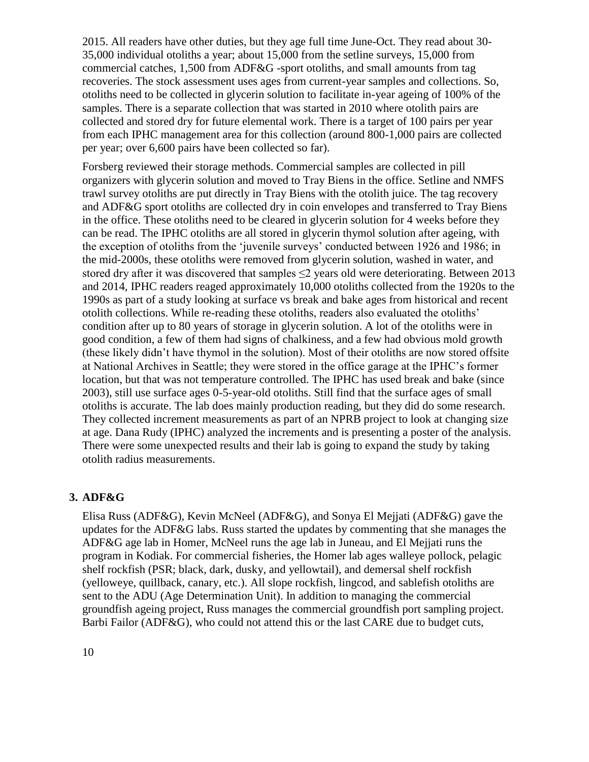2015. All readers have other duties, but they age full time June-Oct. They read about 30-35,000 individual otoliths a year; about 15,000 from the setline surveys, 15,000 from commercial catches, 1,500 from ADF&G -sport otoliths, and small amounts from tag recoveries. The stock assessment uses ages from current-year samples and collections. So, otoliths need to be collected in glycerin solution to facilitate in-year ageing of 100% of the samples. There is a separate collection that was started in 2010 where otolith pairs are collected and stored dry for future elemental work. There is a target of 100 pairs per year from each IPHC management area for this collection (around 800-1,000 pairs are collected per year; over 6,600 pairs have been collected so far).

Forsberg reviewed their storage methods. Commercial samples are collected in pill organizers with glycerin solution and moved to Tray Biens in the office. Setline and NMFS trawl survey otoliths are put directly in Tray Biens with the otolith juice. The tag recovery and ADF&G sport otoliths are collected dry in coin envelopes and transferred to Tray Biens in the office. These otoliths need to be cleared in glycerin solution for 4 weeks before they can be read. The IPHC otoliths are all stored in glycerin thymol solution after ageing, with the exception of otoliths from the 'juvenile surveys' conducted between 1926 and 1986; in the mid-2000s, these otoliths were removed from glycerin solution, washed in water, and stored dry after it was discovered that samples ≤2 years old were deteriorating. Between 2013 and 2014, IPHC readers reaged approximately 10,000 otoliths collected from the 1920s to the 1990s as part of a study looking at surface vs break and bake ages from historical and recent otolith collections. While re-reading these otoliths, readers also evaluated the otoliths' condition after up to 80 years of storage in glycerin solution. A lot of the otoliths were in good condition, a few of them had signs of chalkiness, and a few had obvious mold growth (these likely didn't have thymol in the solution). Most of their otoliths are now stored offsite at National Archives in Seattle; they were stored in the office garage at the IPHC's former location, but that was not temperature controlled. The IPHC has used break and bake (since 2003), still use surface ages 0-5-year-old otoliths. Still find that the surface ages of small otoliths is accurate. The lab does mainly production reading, but they did do some research. They collected increment measurements as part of an NPRB project to look at changing size at age. Dana Rudy (IPHC) analyzed the increments and is presenting a poster of the analysis. There were some unexpected results and their lab is going to expand the study by taking otolith radius measurements.

### 3. ADF&G

Elisa Russ (ADF&G), Kevin McNeel (ADF&G), and Sonya El Mejjati (ADF&G) gave the updates for the ADF&G labs. Russ started the updates by commenting that she manages the ADF&G age lab in Homer, McNeel runs the age lab in Juneau, and El Mejjati runs the program in Kodiak. For commercial fisheries, the Homer lab ages walleye pollock, pelagic shelf rockfish (PSR; black, dark, dusky, and yellowtail), and demersal shelf rockfish (yelloweye, quillback, canary, etc.). All slope rockfish, lingcod, and sablefish otoliths are sent to the ADU (Age Determination Unit). In addition to managing the commercial groundfish ageing project, Russ manages the commercial groundfish port sampling project. Barbi Failor (ADF&G), who could not attend this or the last CARE due to budget cuts,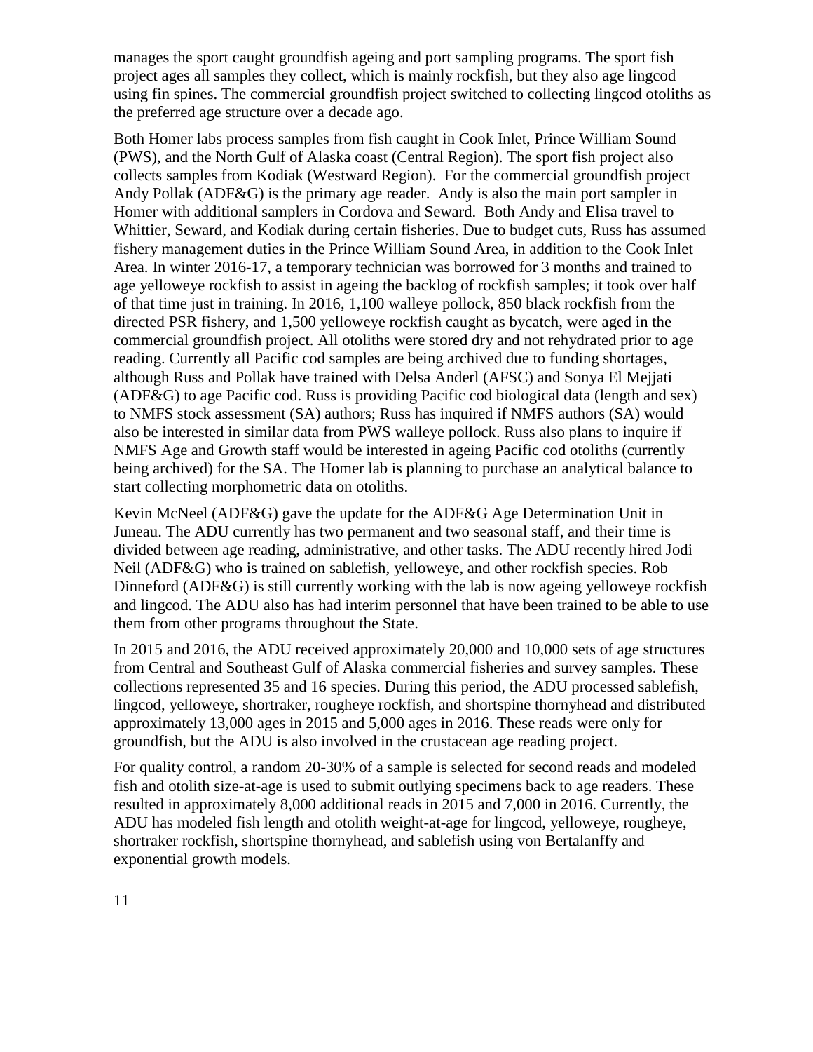manages the sport caught groundfish ageing and port sampling programs. The sport fish project ages all samples they collect, which is mainly rockfish, but they also age lingcod using fin spines. The commercial groundfish project switched to collecting lingcod otoliths as the preferred age structure over a decade ago.

Both Homer labs process samples from fish caught in Cook Inlet, Prince William Sound (PWS), and the North Gulf of Alaska coast (Central Region). The sport fish project also collects samples from Kodiak (Westward Region). For the commercial groundfish project Andy Pollak (ADF&G) is the primary age reader. Andy is also the main port sampler in Homer with additional samplers in Cordova and Seward. Both Andy and Elisa travel to Whittier, Seward, and Kodiak during certain fisheries. Due to budget cuts, Russ has assumed fishery management duties in the Prince William Sound Area, in addition to the Cook Inlet Area. In winter 2016-17, a temporary technician was borrowed for 3 months and trained to age yelloweye rockfish to assist in ageing the backlog of rockfish samples; it took over half of that time just in training. In 2016, 1,100 walleye pollock, 850 black rockfish from the directed PSR fishery, and 1,500 yelloweye rockfish caught as bycatch, were aged in the commercial groundfish project. All otoliths were stored dry and not rehydrated prior to age reading. Currently all Pacific cod samples are being archived due to funding shortages, although Russ and Pollak have trained with Delsa Anderl (AFSC) and Sonya El Mejjati (ADF&G) to age Pacific cod. Russ is providing Pacific cod biological data (length and sex) to NMFS stock assessment (SA) authors; Russ has inquired if NMFS authors (SA) would also be interested in similar data from PWS walleye pollock. Russ also plans to inquire if NMFS Age and Growth staff would be interested in ageing Pacific cod otoliths (currently being archived) for the SA. The Homer lab is planning to purchase an analytical balance to start collecting morphometric data on otoliths.

Kevin McNeel (ADF&G) gave the update for the ADF&G Age Determination Unit in Juneau. The ADU currently has two permanent and two seasonal staff, and their time is divided between age reading, administrative, and other tasks. The ADU recently hired Jodi Neil (ADF&G) who is trained on sablefish, yelloweye, and other rockfish species. Rob Dinneford (ADF&G) is still currently working with the lab is now ageing yelloweye rockfish and lingcod. The ADU also has had interim personnel that have been trained to be able to use them from other programs throughout the State.

In 2015 and 2016, the ADU received approximately 20,000 and 10,000 sets of age structures from Central and Southeast Gulf of Alaska commercial fisheries and survey samples. These collections represented 35 and 16 species. During this period, the ADU processed sablefish, lingcod, yelloweye, shortraker, rougheye rockfish, and shortspine thornyhead and distributed approximately 13,000 ages in 2015 and 5,000 ages in 2016. These reads were only for groundfish, but the ADU is also involved in the crustacean age reading project.

For quality control, a random 20-30% of a sample is selected for second reads and modeled fish and otolith size-at-age is used to submit outlying specimens back to age readers. These resulted in approximately 8,000 additional reads in 2015 and 7,000 in 2016. Currently, the ADU has modeled fish length and otolith weight-at-age for lingcod, yelloweye, rougheye, shortraker rockfish, shortspine thornyhead, and sablefish using von Bertalanffy and exponential growth models.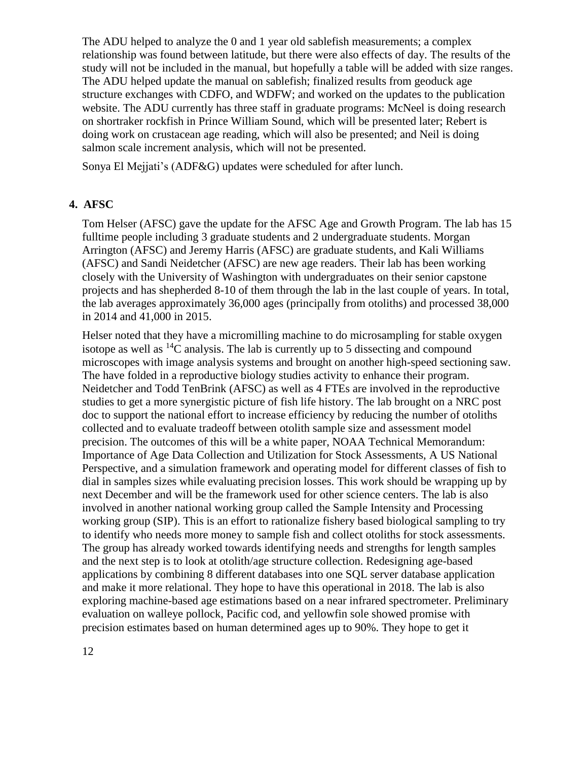The ADU helped to analyze the 0 and 1 year old sablefish measurements; a complex relationship was found between latitude, but there were also effects of day. The results of the study will not be included in the manual, but hopefully a table will be added with size ranges. The ADU helped update the manual on sablefish; finalized results from geoduck age structure exchanges with CDFO, and WDFW; and worked on the updates to the publication website. The ADU currently has three staff in graduate programs: McNeel is doing research on shortraker rockfish in Prince William Sound, which will be presented later; Rebert is doing work on crustacean age reading, which will also be presented; and Neil is doing salmon scale increment analysis, which will not be presented.

Sonya El Mejjati's (ADF&G) updates were scheduled for after lunch.

## 4. AFSC

Tom Helser (AFSC) gave the update for the AFSC Age and Growth Program. The lab has 15 fulltime people including 3 graduate students and 2 undergraduate students. Morgan Arrington (AFSC) and Jeremy Harris (AFSC) are graduate students, and Kali Williams (AFSC) and Sandi Neidetcher (AFSC) are new age readers. Their lab has been working closely with the University of Washington with undergraduates on their senior capstone projects and has shepherded 8-10 of them through the lab in the last couple of years. In total, the lab averages approximately 36,000 ages (principally from otoliths) and processed 38,000 in 2014 and 41,000 in 2015.

Helser noted that they have a micromilling machine to do microsampling for stable oxygen isotope as well as $^{14}C$ analysis. The lab is currently up to 5 dissecting and compound microscopes with image analysis systems and brought on another high-speed sectioning saw. The have folded in a reproductive biology studies activity to enhance their program. Neidetcher and Todd TenBrink (AFSC) as well as 4 FTEs are involved in the reproductive studies to get a more synergistic picture of fish life history. The lab brought on a NRC post doc to support the national effort to increase efficiency by reducing the number of otoliths collected and to evaluate tradeoff between otolith sample size and assessment model precision. The outcomes of this will be a white paper, NOAA Technical Memorandum: Importance of Age Data Collection and Utilization for Stock Assessments, A US National Perspective, and a simulation framework and operating model for different classes of fish to dial in samples sizes while evaluating precision losses. This work should be wrapping up by next December and will be the framework used for other science centers. The lab is also involved in another national working group called the Sample Intensity and Processing working group (SIP). This is an effort to rationalize fishery based biological sampling to try to identify who needs more money to sample fish and collect otoliths for stock assessments. The group has already worked towards identifying needs and strengths for length samples and the next step is to look at otolith/age structure collection. Redesigning age-based applications by combining 8 different databases into one SQL server database application and make it more relational. They hope to have this operational in 2018. The lab is also exploring machine-based age estimations based on a near infrared spectrometer. Preliminary evaluation on walleye pollock, Pacific cod, and yellowfin sole showed promise with precision estimates based on human determined ages up to 90%. They hope to get it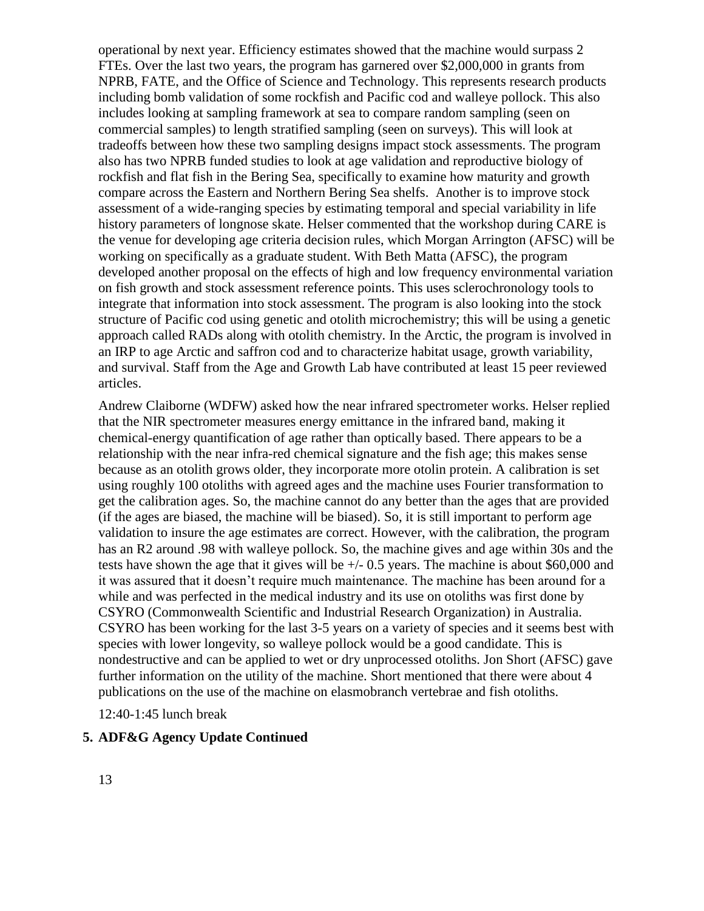operational by next year. Efficiency estimates showed that the machine would surpass 2 FTEs. Over the last two years, the program has garnered over $2,000,000 in grants from NPRB, FATE, and the Office of Science and Technology. This represents research products including bomb validation of some rockfish and Pacific cod and walleye pollock. This also includes looking at sampling framework at sea to compare random sampling (seen on commercial samples) to length stratified sampling (seen on surveys). This will look at tradeoffs between how these two sampling designs impact stock assessments. The program also has two NPRB funded studies to look at age validation and reproductive biology of rockfish and flat fish in the Bering Sea, specifically to examine how maturity and growth compare across the Eastern and Northern Bering Sea shelfs. Another is to improve stock assessment of a wide-ranging species by estimating temporal and special variability in life history parameters of longnose skate. Helser commented that the workshop during CARE is the venue for developing age criteria decision rules, which Morgan Arrington (AFSC) will be working on specifically as a graduate student. With Beth Matta (AFSC), the program developed another proposal on the effects of high and low frequency environmental variation on fish growth and stock assessment reference points. This uses sclerochronology tools to integrate that information into stock assessment. The program is also looking into the stock structure of Pacific cod using genetic and otolith microchemistry; this will be using a genetic approach called RADs along with otolith chemistry. In the Arctic, the program is involved in an IRP to age Arctic and saffron cod and to characterize habitat usage, growth variability, and survival. Staff from the Age and Growth Lab have contributed at least 15 peer reviewed articles.

Andrew Claiborne (WDFW) asked how the near infrared spectrometer works. Helser replied that the NIR spectrometer measures energy emittance in the infrared band, making it chemical-energy quantification of age rather than optically based. There appears to be a relationship with the near infra-red chemical signature and the fish age; this makes sense because as an otolith grows older, they incorporate more otolin protein. A calibration is set using roughly 100 otoliths with agreed ages and the machine uses Fourier transformation to get the calibration ages. So, the machine cannot do any better than the ages that are provided (if the ages are biased, the machine will be biased). So, it is still important to perform age validation to insure the age estimates are correct. However, with the calibration, the program has an R2 around .98 with walleye pollock. So, the machine gives and age within 30s and the tests have shown the age that it gives will be +/- 0.5 years. The machine is about $60,000 and it was assured that it doesn't require much maintenance. The machine has been around for a while and was perfected in the medical industry and its use on otoliths was first done by CSYRO (Commonwealth Scientific and Industrial Research Organization) in Australia. CSYRO has been working for the last 3-5 years on a variety of species and it seems best with species with lower longevity, so walleye pollock would be a good candidate. This is nondestructive and can be applied to wet or dry unprocessed otoliths. Jon Short (AFSC) gave further information on the utility of the machine. Short mentioned that there were about 4 publications on the use of the machine on elasmobranch vertebrae and fish otoliths.

12:40-1:45 lunch break

## 5. ADF&G Agency Update Continued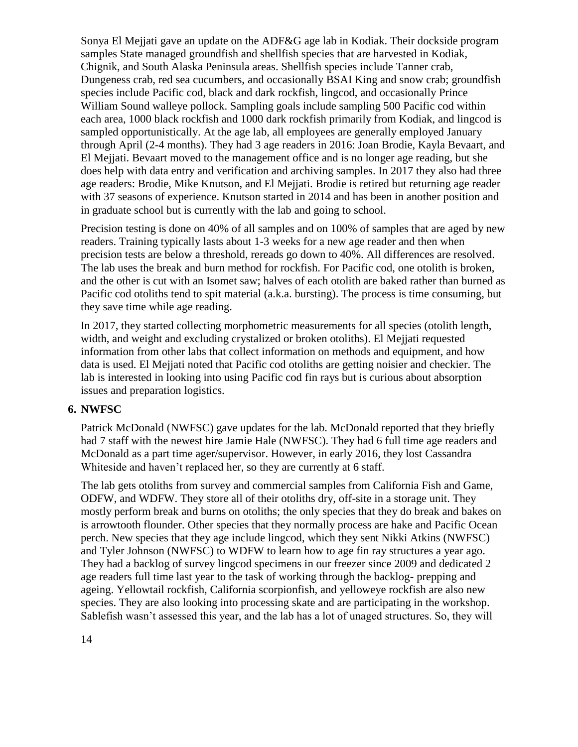Sonya El Mejjati gave an update on the ADF&G age lab in Kodiak. Their dockside program samples State managed groundfish and shellfish species that are harvested in Kodiak, Chignik, and South Alaska Peninsula areas. Shellfish species include Tanner crab, Dungeness crab, red sea cucumbers, and occasionally BSAI King and snow crab; groundfish species include Pacific cod, black and dark rockfish, lingcod, and occasionally Prince William Sound walleye pollock. Sampling goals include sampling 500 Pacific cod within each area, 1000 black rockfish and 1000 dark rockfish primarily from Kodiak, and lingcod is sampled opportunistically. At the age lab, all employees are generally employed January through April (2-4 months). They had 3 age readers in 2016: Joan Brodie, Kayla Bevaart, and El Mejjati. Bevaart moved to the management office and is no longer age reading, but she does help with data entry and verification and archiving samples. In 2017 they also had three age readers: Brodie, Mike Knutson, and El Mejjati. Brodie is retired but returning age reader with 37 seasons of experience. Knutson started in 2014 and has been in another position and in graduate school but is currently with the lab and going to school.

Precision testing is done on 40% of all samples and on 100% of samples that are aged by new readers. Training typically lasts about 1-3 weeks for a new age reader and then when precision tests are below a threshold, rereads go down to 40%. All differences are resolved. The lab uses the break and burn method for rockfish. For Pacific cod, one otolith is broken, and the other is cut with an Isomet saw; halves of each otolith are baked rather than burned as Pacific cod otoliths tend to spit material (a.k.a. bursting). The process is time consuming, but they save time while age reading.

In 2017, they started collecting morphometric measurements for all species (otolith length, width, and weight and excluding crystalized or broken otoliths). El Mejjati requested information from other labs that collect information on methods and equipment, and how data is used. El Mejjati noted that Pacific cod otoliths are getting noisier and checkier. The lab is interested in looking into using Pacific cod fin rays but is curious about absorption issues and preparation logistics.

**6. NWFSC**

Patrick McDonald (NWFSC) gave updates for the lab. McDonald reported that they briefly had 7 staff with the newest hire Jamie Hale (NWFSC). They had 6 full time age readers and McDonald as a part time ager/supervisor. However, in early 2016, they lost Cassandra Whiteside and haven't replaced her, so they are currently at 6 staff.

The lab gets otoliths from survey and commercial samples from California Fish and Game, ODFW, and WDFW. They store all of their otoliths dry, off-site in a storage unit. They mostly perform break and burns on otoliths; the only species that they do break and bakes on is arrowtooth flounder. Other species that they normally process are hake and Pacific Ocean perch. New species that they age include lingcod, which they sent Nikki Atkins (NWFSC) and Tyler Johnson (NWFSC) to WDFW to learn how to age fin ray structures a year ago. They had a backlog of survey lingcod specimens in our freezer since 2009 and dedicated 2 age readers full time last year to the task of working through the backlog- prepping and ageing. Yellowtail rockfish, California scorpionfish, and yelloweye rockfish are also new species. They are also looking into processing skate and are participating in the workshop. Sablefish wasn't assessed this year, and the lab has a lot of unaged structures. So, they will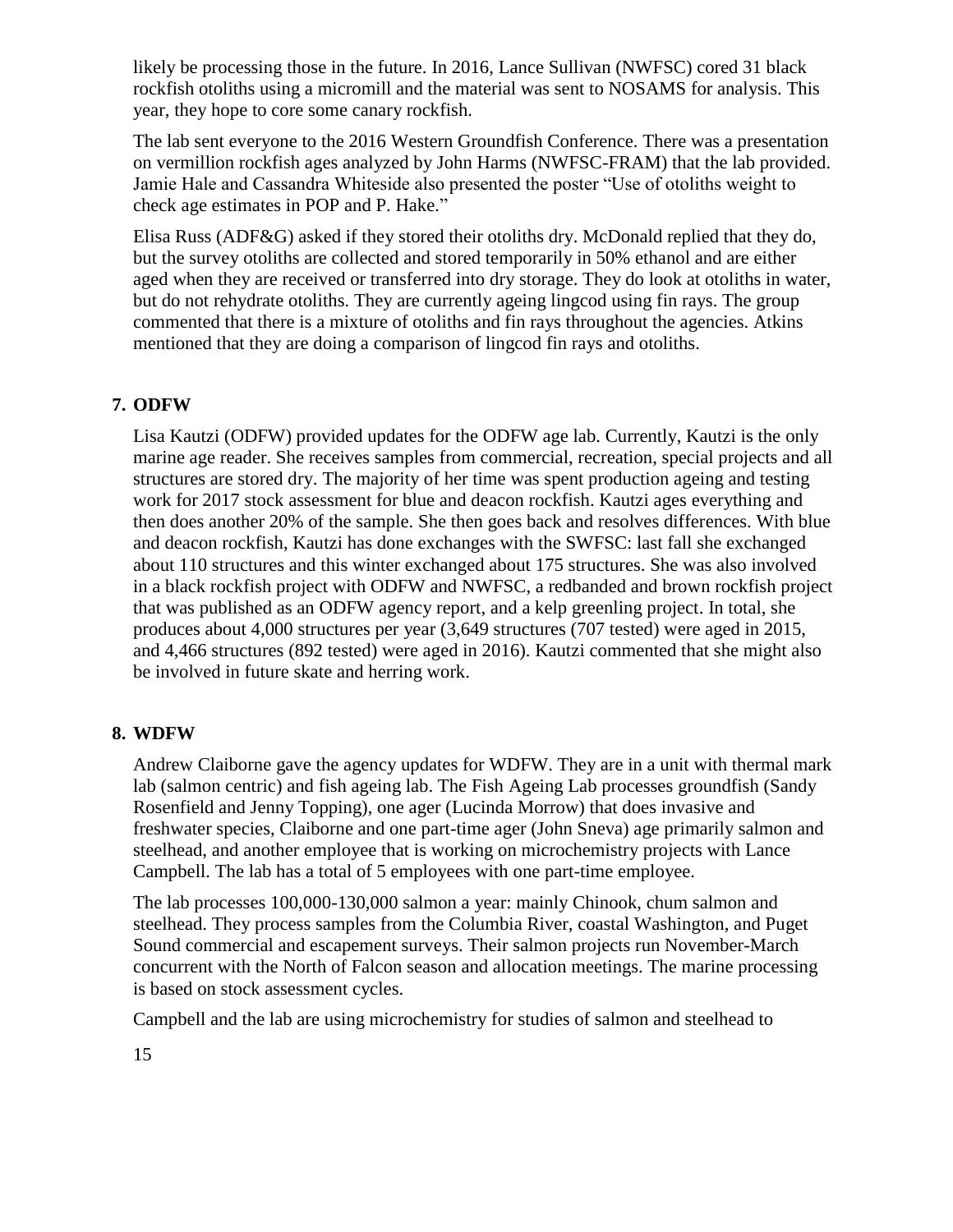likely be processing those in the future. In 2016, Lance Sullivan (NWFSC) cored 31 black rockfish otoliths using a micromill and the material was sent to NOSAMS for analysis. This year, they hope to core some canary rockfish.

The lab sent everyone to the 2016 Western Groundfish Conference. There was a presentation on vermillion rockfish ages analyzed by John Harms (NWFSC-FRAM) that the lab provided. Jamie Hale and Cassandra Whiteside also presented the poster "Use of otoliths weight to check age estimates in POP and P. Hake."

Elisa Russ (ADF&G) asked if they stored their otoliths dry. McDonald replied that they do, but the survey otoliths are collected and stored temporarily in 50% ethanol and are either aged when they are received or transferred into dry storage. They do look at otoliths in water, but do not rehydrate otoliths. They are currently ageing lingcod using fin rays. The group commented that there is a mixture of otoliths and fin rays throughout the agencies. Atkins mentioned that they are doing a comparison of lingcod fin rays and otoliths.

## 7. ODFW

Lisa Kautzi (ODFW) provided updates for the ODFW age lab. Currently, Kautzi is the only marine age reader. She receives samples from commercial, recreation, special projects and all structures are stored dry. The majority of her time was spent production ageing and testing work for 2017 stock assessment for blue and deacon rockfish. Kautzi ages everything and then does another 20% of the sample. She then goes back and resolves differences. With blue and deacon rockfish, Kautzi has done exchanges with the SWFSC: last fall she exchanged about 110 structures and this winter exchanged about 175 structures. She was also involved in a black rockfish project with ODFW and NWFSC, a redbanded and brown rockfish project that was published as an ODFW agency report, and a kelp greenling project. In total, she produces about 4,000 structures per year (3,649 structures (707 tested) were aged in 2015, and 4,466 structures (892 tested) were aged in 2016). Kautzi commented that she might also be involved in future skate and herring work.

## 8. WDFW

Andrew Claiborne gave the agency updates for WDFW. They are in a unit with thermal mark lab (salmon centric) and fish ageing lab. The Fish Ageing Lab processes groundfish (Sandy Rosenfield and Jenny Topping), one ager (Lucinda Morrow) that does invasive and freshwater species, Claiborne and one part-time ager (John Sneva) age primarily salmon and steelhead, and another employee that is working on microchemistry projects with Lance Campbell. The lab has a total of 5 employees with one part-time employee.

The lab processes 100,000-130,000 salmon a year: mainly Chinook, chum salmon and steelhead. They process samples from the Columbia River, coastal Washington, and Puget Sound commercial and escapement surveys. Their salmon projects run November-March concurrent with the North of Falcon season and allocation meetings. The marine processing is based on stock assessment cycles.

Campbell and the lab are using microchemistry for studies of salmon and steelhead to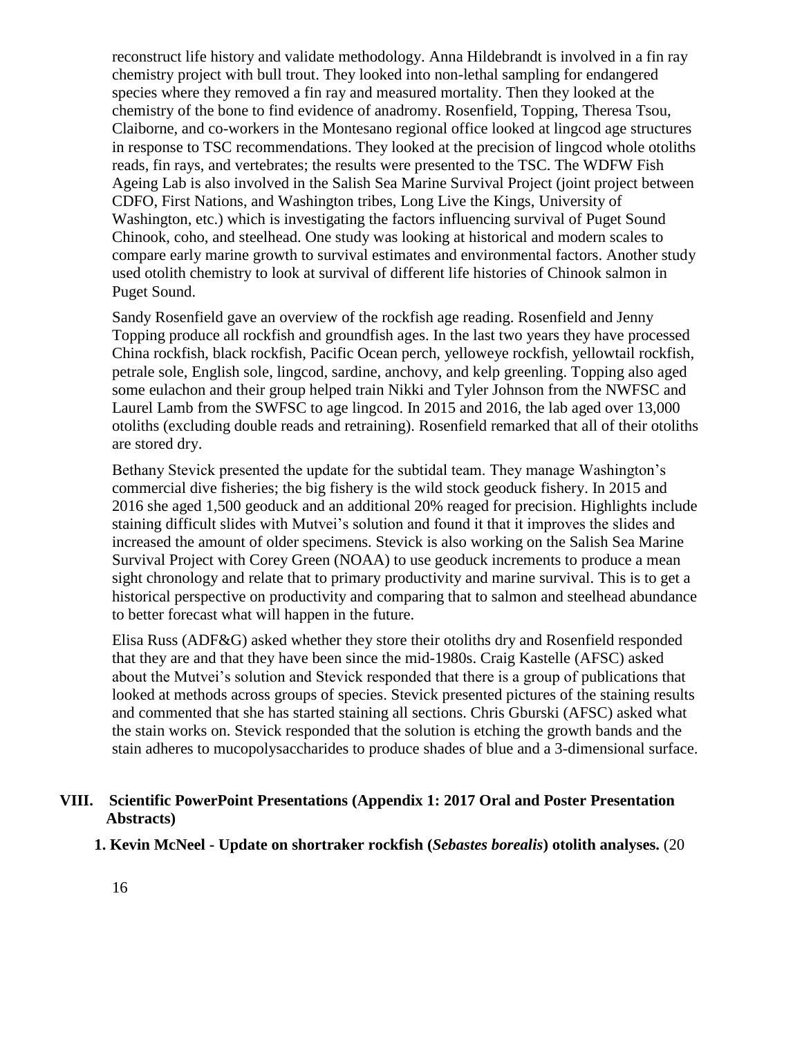reconstruct life history and validate methodology. Anna Hildebrandt is involved in a fin ray chemistry project with bull trout. They looked into non-lethal sampling for endangered species where they removed a fin ray and measured mortality. Then they looked at the chemistry of the bone to find evidence of anadromy. Rosenfield, Topping, Theresa Tsou, Claiborne, and co-workers in the Montesano regional office looked at lingcod age structures in response to TSC recommendations. They looked at the precision of lingcod whole otoliths reads, fin rays, and vertebrates; the results were presented to the TSC. The WDFW Fish Ageing Lab is also involved in the Salish Sea Marine Survival Project (joint project between CDFO, First Nations, and Washington tribes, Long Live the Kings, University of Washington, etc.) which is investigating the factors influencing survival of Puget Sound Chinook, coho, and steelhead. One study was looking at historical and modern scales to compare early marine growth to survival estimates and environmental factors. Another study used otolith chemistry to look at survival of different life histories of Chinook salmon in Puget Sound.

Sandy Rosenfield gave an overview of the rockfish age reading. Rosenfield and Jenny Topping produce all rockfish and groundfish ages. In the last two years they have processed China rockfish, black rockfish, Pacific Ocean perch, yelloweye rockfish, yellowtail rockfish, petrale sole, English sole, lingcod, sardine, anchovy, and kelp greenling. Topping also aged some eulachon and their group helped train Nikki and Tyler Johnson from the NWFSC and Laurel Lamb from the SWFSC to age lingcod. In 2015 and 2016, the lab aged over 13,000 otoliths (excluding double reads and retraining). Rosenfield remarked that all of their otoliths are stored dry.

Bethany Stevick presented the update for the subtidal team. They manage Washington's commercial dive fisheries; the big fishery is the wild stock geoduck fishery. In 2015 and 2016 she aged 1,500 geoduck and an additional 20% reaged for precision. Highlights include staining difficult slides with Mutvei's solution and found it that it improves the slides and increased the amount of older specimens. Stevick is also working on the Salish Sea Marine Survival Project with Corey Green (NOAA) to use geoduck increments to produce a mean sight chronology and relate that to primary productivity and marine survival. This is to get a historical perspective on productivity and comparing that to salmon and steelhead abundance to better forecast what will happen in the future.

Elisa Russ (ADF&G) asked whether they store their otoliths dry and Rosenfield responded that they are and that they have been since the mid-1980s. Craig Kastelle (AFSC) asked about the Mutvei's solution and Stevick responded that there is a group of publications that looked at methods across groups of species. Stevick presented pictures of the staining results and commented that she has started staining all sections. Chris Gburski (AFSC) asked what the stain works on. Stevick responded that the solution is etching the growth bands and the stain adheres to mucopolysaccharides to produce shades of blue and a 3-dimensional surface.

## VIII. Scientific PowerPoint Presentations (Appendix 1: 2017 Oral and Poster Presentation Abstracts)

**1. Kevin McNeel - Update on shortraker rockfish (*Sebastes borealis*) otolith analyses.** (20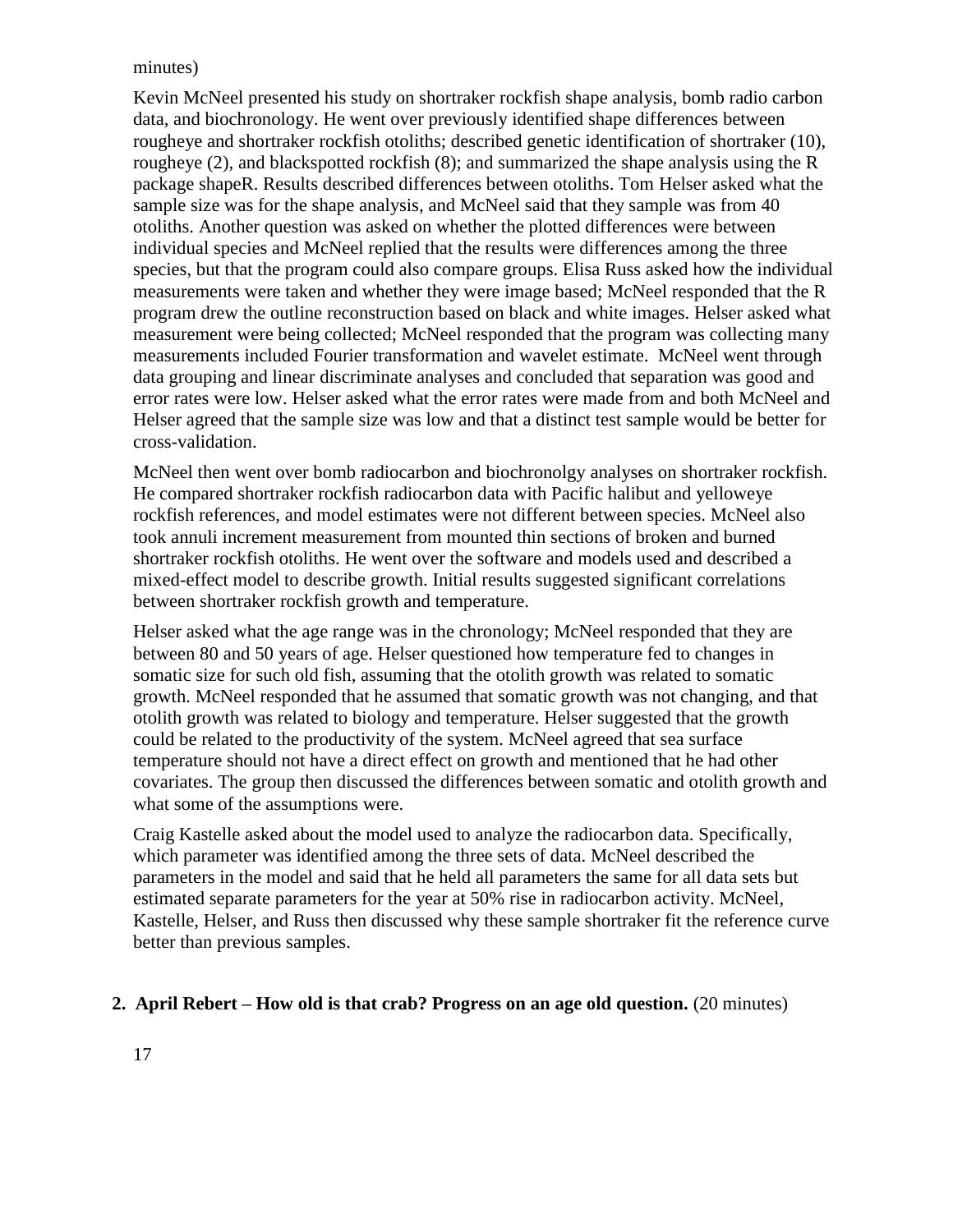minutes)

Kevin McNeel presented his study on shortraker rockfish shape analysis, bomb radio carbon data, and biochronology. He went over previously identified shape differences between rougheye and shortraker rockfish otoliths; described genetic identification of shortraker (10), rougheye (2), and blackspotted rockfish (8); and summarized the shape analysis using the R package shapeR. Results described differences between otoliths. Tom Helser asked what the sample size was for the shape analysis, and McNeel said that they sample was from 40 otoliths. Another question was asked on whether the plotted differences were between individual species and McNeel replied that the results were differences among the three species, but that the program could also compare groups. Elisa Russ asked how the individual measurements were taken and whether they were image based; McNeel responded that the R program drew the outline reconstruction based on black and white images. Helser asked what measurement were being collected; McNeel responded that the program was collecting many measurements included Fourier transformation and wavelet estimate. McNeel went through data grouping and linear discriminate analyses and concluded that separation was good and error rates were low. Helser asked what the error rates were made from and both McNeel and Helser agreed that the sample size was low and that a distinct test sample would be better for cross-validation.

McNeel then went over bomb radiocarbon and biochronolgy analyses on shortraker rockfish. He compared shortraker rockfish radiocarbon data with Pacific halibut and yelloweye rockfish references, and model estimates were not different between species. McNeel also took annuli increment measurement from mounted thin sections of broken and burned shortraker rockfish otoliths. He went over the software and models used and described a mixed-effect model to describe growth. Initial results suggested significant correlations between shortraker rockfish growth and temperature.

Helser asked what the age range was in the chronology; McNeel responded that they are between 80 and 50 years of age. Helser questioned how temperature fed to changes in somatic size for such old fish, assuming that the otolith growth was related to somatic growth. McNeel responded that he assumed that somatic growth was not changing, and that otolith growth was related to biology and temperature. Helser suggested that the growth could be related to the productivity of the system. McNeel agreed that sea surface temperature should not have a direct effect on growth and mentioned that he had other covariates. The group then discussed the differences between somatic and otolith growth and what some of the assumptions were.

Craig Kastelle asked about the model used to analyze the radiocarbon data. Specifically, which parameter was identified among the three sets of data. McNeel described the parameters in the model and said that he held all parameters the same for all data sets but estimated separate parameters for the year at 50% rise in radiocarbon activity. McNeel, Kastelle, Helser, and Russ then discussed why these sample shortraker fit the reference curve better than previous samples.

**2. April Rebert – How old is that crab? Progress on an age old question.** (20 minutes)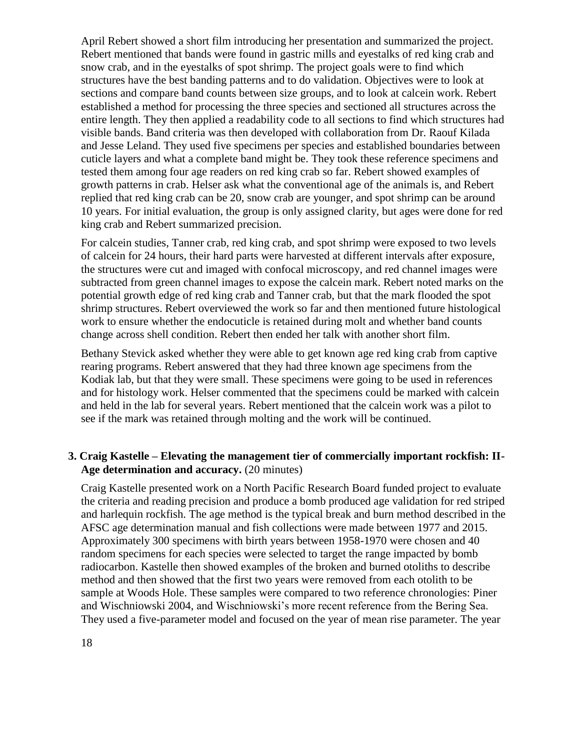April Rebert showed a short film introducing her presentation and summarized the project. Rebert mentioned that bands were found in gastric mills and eyestalks of red king crab and snow crab, and in the eyestalks of spot shrimp. The project goals were to find which structures have the best banding patterns and to do validation. Objectives were to look at sections and compare band counts between size groups, and to look at calcein work. Rebert established a method for processing the three species and sectioned all structures across the entire length. They then applied a readability code to all sections to find which structures had visible bands. Band criteria was then developed with collaboration from Dr. Raouf Kilada and Jesse Leland. They used five specimens per species and established boundaries between cuticle layers and what a complete band might be. They took these reference specimens and tested them among four age readers on red king crab so far. Rebert showed examples of growth patterns in crab. Helser ask what the conventional age of the animals is, and Rebert replied that red king crab can be 20, snow crab are younger, and spot shrimp can be around 10 years. For initial evaluation, the group is only assigned clarity, but ages were done for red king crab and Rebert summarized precision.

For calcein studies, Tanner crab, red king crab, and spot shrimp were exposed to two levels of calcein for 24 hours, their hard parts were harvested at different intervals after exposure, the structures were cut and imaged with confocal microscopy, and red channel images were subtracted from green channel images to expose the calcein mark. Rebert noted marks on the potential growth edge of red king crab and Tanner crab, but that the mark flooded the spot shrimp structures. Rebert overviewed the work so far and then mentioned future histological work to ensure whether the endocuticle is retained during molt and whether band counts change across shell condition. Rebert then ended her talk with another short film.

Bethany Stevick asked whether they were able to get known age red king crab from captive rearing programs. Rebert answered that they had three known age specimens from the Kodiak lab, but that they were small. These specimens were going to be used in references and for histology work. Helser commented that the specimens could be marked with calcein and held in the lab for several years. Rebert mentioned that the calcein work was a pilot to see if the mark was retained through molting and the work will be continued.

### 3. Craig Kastelle – Elevating the management tier of commercially important rockfish: II-Age determination and accuracy. (20 minutes)

Craig Kastelle presented work on a North Pacific Research Board funded project to evaluate the criteria and reading precision and produce a bomb produced age validation for red striped and harlequin rockfish. The age method is the typical break and burn method described in the AFSC age determination manual and fish collections were made between 1977 and 2015. Approximately 300 specimens with birth years between 1958-1970 were chosen and 40 random specimens for each species were selected to target the range impacted by bomb radiocarbon. Kastelle then showed examples of the broken and burned otoliths to describe method and then showed that the first two years were removed from each otolith to be sample at Woods Hole. These samples were compared to two reference chronologies: Piner and Wischniowski 2004, and Wischniowski's more recent reference from the Bering Sea. They used a five-parameter model and focused on the year of mean rise parameter. The year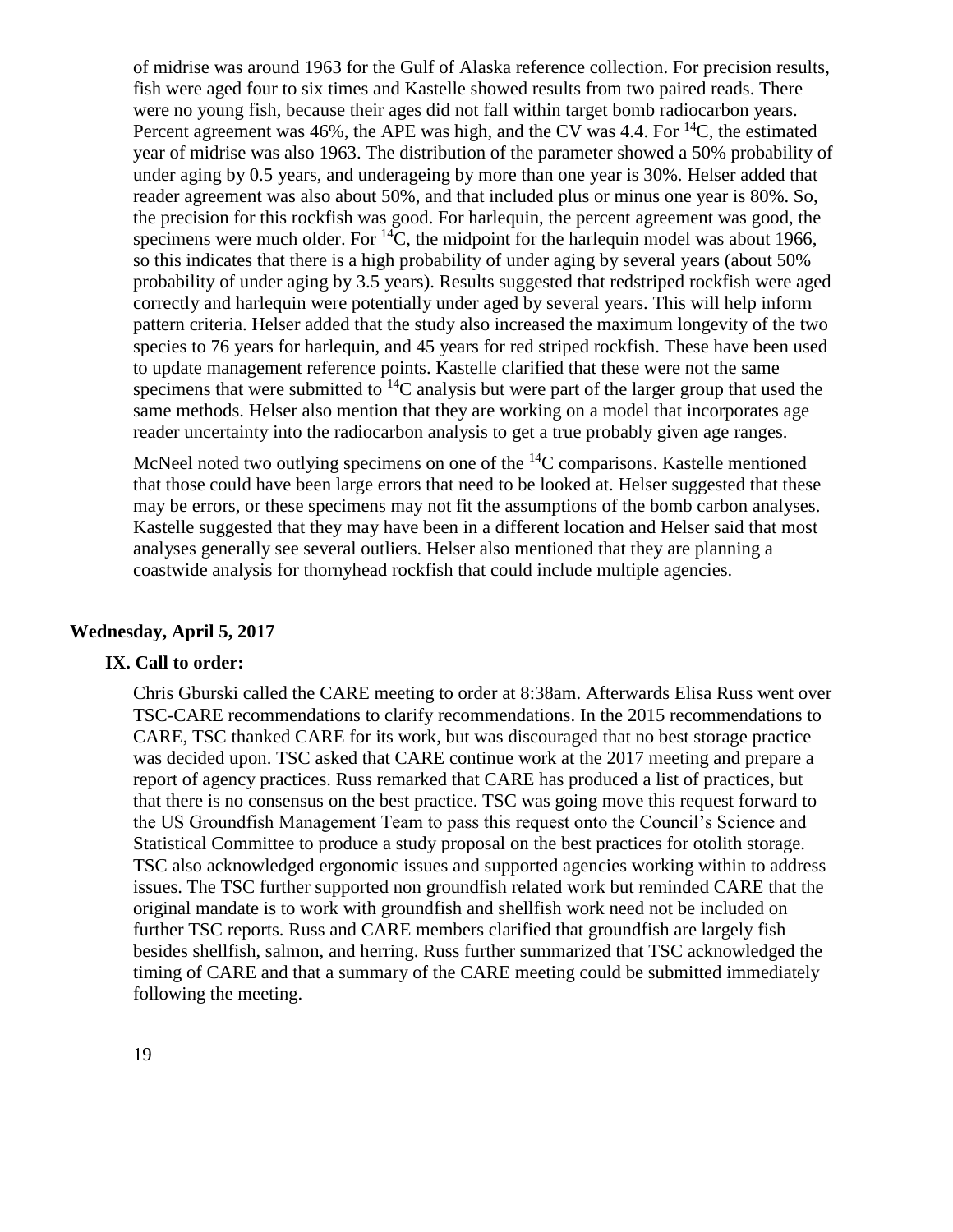of midrise was around 1963 for the Gulf of Alaska reference collection. For precision results, fish were aged four to six times and Kastelle showed results from two paired reads. There were no young fish, because their ages did not fall within target bomb radiocarbon years. Percent agreement was 46%, the APE was high, and the CV was 4.4. For $^{14}C$, the estimated year of midrise was also 1963. The distribution of the parameter showed a 50% probability of under aging by 0.5 years, and underageing by more than one year is 30%. Helser added that reader agreement was also about 50%, and that included plus or minus one year is 80%. So, the precision for this rockfish was good. For harlequin, the percent agreement was good, the specimens were much older. For $^{14}C$, the midpoint for the harlequin model was about 1966, so this indicates that there is a high probability of under aging by several years (about 50% probability of under aging by 3.5 years). Results suggested that redstriped rockfish were aged correctly and harlequin were potentially under aged by several years. This will help inform pattern criteria. Helser added that the study also increased the maximum longevity of the two species to 76 years for harlequin, and 45 years for red striped rockfish. These have been used to update management reference points. Kastelle clarified that these were not the same specimens that were submitted to $^{14}C$ analysis but were part of the larger group that used the same methods. Helser also mention that they are working on a model that incorporates age reader uncertainty into the radiocarbon analysis to get a true probably given age ranges.

McNeel noted two outlying specimens on one of the $^{14}C$ comparisons. Kastelle mentioned that those could have been large errors that need to be looked at. Helser suggested that these may be errors, or these specimens may not fit the assumptions of the bomb carbon analyses. Kastelle suggested that they may have been in a different location and Helser said that most analyses generally see several outliers. Helser also mentioned that they are planning a coastwide analysis for thornyhead rockfish that could include multiple agencies.

## Wednesday, April 5, 2017

### IX. Call to order:

Chris Gburski called the CARE meeting to order at 8:38am. Afterwards Elisa Russ went over TSC-CARE recommendations to clarify recommendations. In the 2015 recommendations to CARE, TSC thanked CARE for its work, but was discouraged that no best storage practice was decided upon. TSC asked that CARE continue work at the 2017 meeting and prepare a report of agency practices. Russ remarked that CARE has produced a list of practices, but that there is no consensus on the best practice. TSC was going move this request forward to the US Groundfish Management Team to pass this request onto the Council's Science and Statistical Committee to produce a study proposal on the best practices for otolith storage. TSC also acknowledged ergonomic issues and supported agencies working within to address issues. The TSC further supported non groundfish related work but reminded CARE that the original mandate is to work with groundfish and shellfish work need not be included on further TSC reports. Russ and CARE members clarified that groundfish are largely fish besides shellfish, salmon, and herring. Russ further summarized that TSC acknowledged the timing of CARE and that a summary of the CARE meeting could be submitted immediately following the meeting.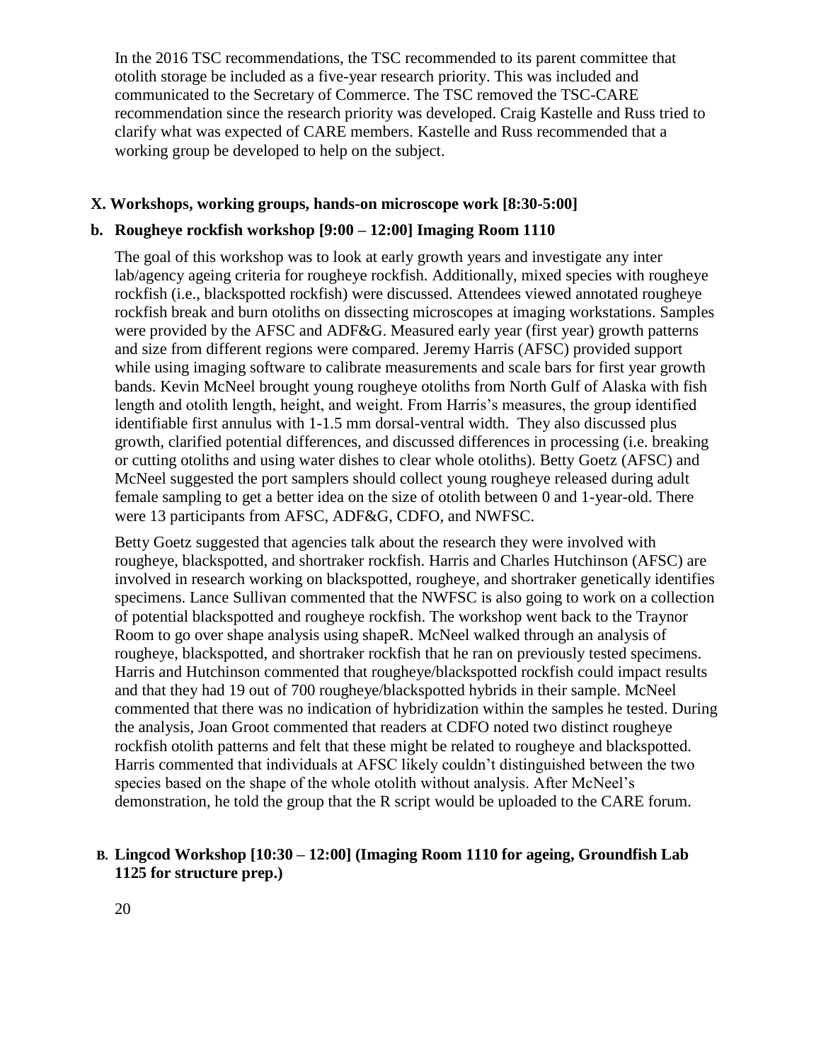In the 2016 TSC recommendations, the TSC recommended to its parent committee that otolith storage be included as a five-year research priority. This was included and communicated to the Secretary of Commerce. The TSC removed the TSC-CARE recommendation since the research priority was developed. Craig Kastelle and Russ tried to clarify what was expected of CARE members. Kastelle and Russ recommended that a working group be developed to help on the subject.

## X. Workshops, working groups, hands-on microscope work [8:30-5:00]

### b. Rougheye rockfish workshop [9:00 – 12:00] Imaging Room 1110

The goal of this workshop was to look at early growth years and investigate any inter lab/agency ageing criteria for rougheye rockfish. Additionally, mixed species with rougheye rockfish (i.e., blackspotted rockfish) were discussed. Attendees viewed annotated rougheye rockfish break and burn otoliths on dissecting microscopes at imaging workstations. Samples were provided by the AFSC and ADF&G. Measured early year (first year) growth patterns and size from different regions were compared. Jeremy Harris (AFSC) provided support while using imaging software to calibrate measurements and scale bars for first year growth bands. Kevin McNeel brought young rougheye otoliths from North Gulf of Alaska with fish length and otolith length, height, and weight. From Harris's measures, the group identified identifiable first annulus with 1-1.5 mm dorsal-ventral width. They also discussed plus growth, clarified potential differences, and discussed differences in processing (i.e. breaking or cutting otoliths and using water dishes to clear whole otoliths). Betty Goetz (AFSC) and McNeel suggested the port samplers should collect young rougheye released during adult female sampling to get a better idea on the size of otolith between 0 and 1-year-old. There were 13 participants from AFSC, ADF&G, CDFO, and NWFSC.

Betty Goetz suggested that agencies talk about the research they were involved with rougheye, blackspotted, and shortraker rockfish. Harris and Charles Hutchinson (AFSC) are involved in research working on blackspotted, rougheye, and shortraker genetically identifies specimens. Lance Sullivan commented that the NWFSC is also going to work on a collection of potential blackspotted and rougheye rockfish. The workshop went back to the Traynor Room to go over shape analysis using shapeR. McNeel walked through an analysis of rougheye, blackspotted, and shortraker rockfish that he ran on previously tested specimens. Harris and Hutchinson commented that rougheye/blackspotted rockfish could impact results and that they had 19 out of 700 rougheye/blackspotted hybrids in their sample. McNeel commented that there was no indication of hybridization within the samples he tested. During the analysis, Joan Groot commented that readers at CDFO noted two distinct rougheye rockfish otolith patterns and felt that these might be related to rougheye and blackspotted. Harris commented that individuals at AFSC likely couldn't distinguished between the two species based on the shape of the whole otolith without analysis. After McNeel's demonstration, he told the group that the R script would be uploaded to the CARE forum.

### B. Lingcod Workshop [10:30 – 12:00] (Imaging Room 1110 for ageing, Groundfish Lab 1125 for structure prep.)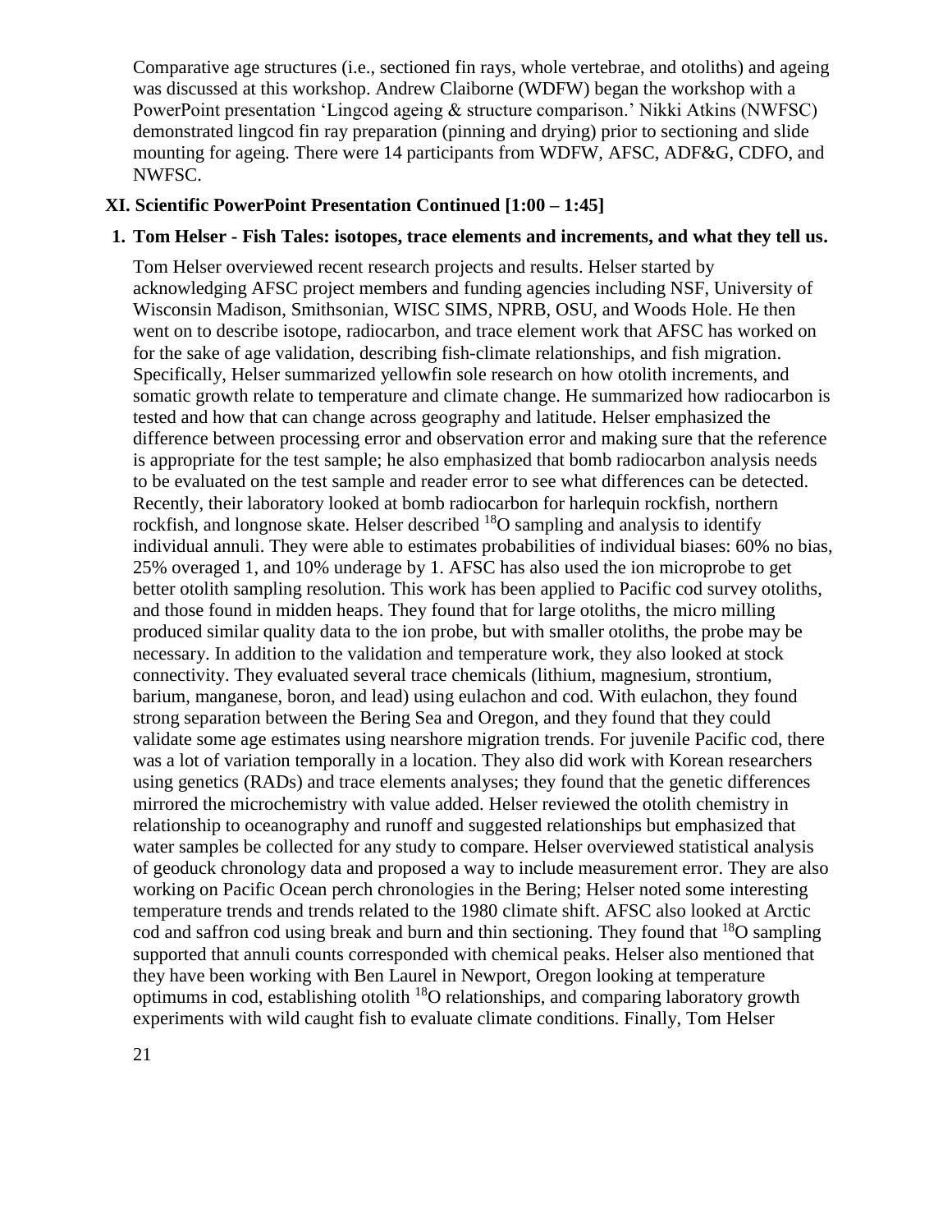Comparative age structures (i.e., sectioned fin rays, whole vertebrae, and otoliths) and ageing was discussed at this workshop. Andrew Claiborne (WDFW) began the workshop with a PowerPoint presentation 'Lingcod ageing & structure comparison.' Nikki Atkins (NWFSC) demonstrated lingcod fin ray preparation (pinning and drying) prior to sectioning and slide mounting for ageing. There were 14 participants from WDFW, AFSC, ADF&G, CDFO, and NWFSC.

## XI. Scientific PowerPoint Presentation Continued [1:00 – 1:45]

### 1. Tom Helser - Fish Tales: isotopes, trace elements and increments, and what they tell us.

Tom Helser overviewed recent research projects and results. Helser started by acknowledging AFSC project members and funding agencies including NSF, University of Wisconsin Madison, Smithsonian, WISC SIMS, NPRB, OSU, and Woods Hole. He then went on to describe isotope, radiocarbon, and trace element work that AFSC has worked on for the sake of age validation, describing fish-climate relationships, and fish migration. Specifically, Helser summarized yellowfin sole research on how otolith increments, and somatic growth relate to temperature and climate change. He summarized how radiocarbon is tested and how that can change across geography and latitude. Helser emphasized the difference between processing error and observation error and making sure that the reference is appropriate for the test sample; he also emphasized that bomb radiocarbon analysis needs to be evaluated on the test sample and reader error to see what differences can be detected. Recently, their laboratory looked at bomb radiocarbon for harlequin rockfish, northern rockfish, and longnose skate. Helser described $^{18}O$ sampling and analysis to identify individual annuli. They were able to estimates probabilities of individual biases: 60% no bias, 25% overaged 1, and 10% underage by 1. AFSC has also used the ion microprobe to get better otolith sampling resolution. This work has been applied to Pacific cod survey otoliths, and those found in midden heaps. They found that for large otoliths, the micro milling produced similar quality data to the ion probe, but with smaller otoliths, the probe may be necessary. In addition to the validation and temperature work, they also looked at stock connectivity. They evaluated several trace chemicals (lithium, magnesium, strontium, barium, manganese, boron, and lead) using eulachon and cod. With eulachon, they found strong separation between the Bering Sea and Oregon, and they found that they could validate some age estimates using nearshore migration trends. For juvenile Pacific cod, there was a lot of variation temporally in a location. They also did work with Korean researchers using genetics (RADs) and trace elements analyses; they found that the genetic differences mirrored the microchemistry with value added. Helser reviewed the otolith chemistry in relationship to oceanography and runoff and suggested relationships but emphasized that water samples be collected for any study to compare. Helser overviewed statistical analysis of geoduck chronology data and proposed a way to include measurement error. They are also working on Pacific Ocean perch chronologies in the Bering; Helser noted some interesting temperature trends and trends related to the 1980 climate shift. AFSC also looked at Arctic cod and saffron cod using break and burn and thin sectioning. They found that $^{18}O$ sampling supported that annuli counts corresponded with chemical peaks. Helser also mentioned that they have been working with Ben Laurel in Newport, Oregon looking at temperature optimums in cod, establishing otolith $^{18}O$ relationships, and comparing laboratory growth experiments with wild caught fish to evaluate climate conditions. Finally, Tom Helser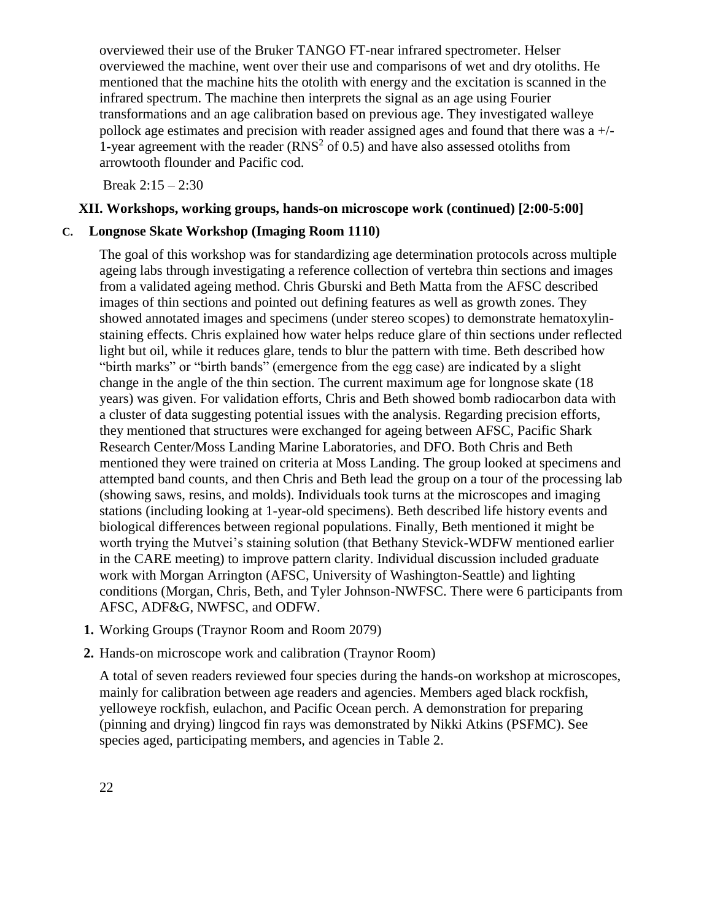overviewed their use of the Bruker TANGO FT-near infrared spectrometer. Helser overviewed the machine, went over their use and comparisons of wet and dry otoliths. He mentioned that the machine hits the otolith with energy and the excitation is scanned in the infrared spectrum. The machine then interprets the signal as an age using Fourier transformations and an age calibration based on previous age. They investigated walleye pollock age estimates and precision with reader assigned ages and found that there was a +/- 1-year agreement with the reader ($RNS^2$ of 0.5) and have also assessed otoliths from arrowtooth flounder and Pacific cod.

Break 2:15 – 2:30

### XII. Workshops, working groups, hands-on microscope work (continued) [2:00-5:00]

#### C. Longnose Skate Workshop (Imaging Room 1110)

The goal of this workshop was for standardizing age determination protocols across multiple ageing labs through investigating a reference collection of vertebra thin sections and images from a validated ageing method. Chris Gburski and Beth Matta from the AFSC described images of thin sections and pointed out defining features as well as growth zones. They showed annotated images and specimens (under stereo scopes) to demonstrate hematoxylin-staining effects. Chris explained how water helps reduce glare of thin sections under reflected light but oil, while it reduces glare, tends to blur the pattern with time. Beth described how "birth marks" or "birth bands" (emergence from the egg case) are indicated by a slight change in the angle of the thin section. The current maximum age for longnose skate (18 years) was given. For validation efforts, Chris and Beth showed bomb radiocarbon data with a cluster of data suggesting potential issues with the analysis. Regarding precision efforts, they mentioned that structures were exchanged for ageing between AFSC, Pacific Shark Research Center/Moss Landing Marine Laboratories, and DFO. Both Chris and Beth mentioned they were trained on criteria at Moss Landing. The group looked at specimens and attempted band counts, and then Chris and Beth lead the group on a tour of the processing lab (showing saws, resins, and molds). Individuals took turns at the microscopes and imaging stations (including looking at 1-year-old specimens). Beth described life history events and biological differences between regional populations. Finally, Beth mentioned it might be worth trying the Mutvei's staining solution (that Bethany Stevick-WDFW mentioned earlier in the CARE meeting) to improve pattern clarity. Individual discussion included graduate work with Morgan Arrington (AFSC, University of Washington-Seattle) and lighting conditions (Morgan, Chris, Beth, and Tyler Johnson-NWFSC. There were 6 participants from AFSC, ADF&G, NWFSC, and ODFW.

1. Working Groups (Traynor Room and Room 2079)
2. Hands-on microscope work and calibration (Traynor Room)

A total of seven readers reviewed four species during the hands-on workshop at microscopes, mainly for calibration between age readers and agencies. Members aged black rockfish, yelloweye rockfish, eulachon, and Pacific Ocean perch. A demonstration for preparing (pinning and drying) lingcod fin rays was demonstrated by Nikki Atkins (PSFMC). See species aged, participating members, and agencies in Table 2.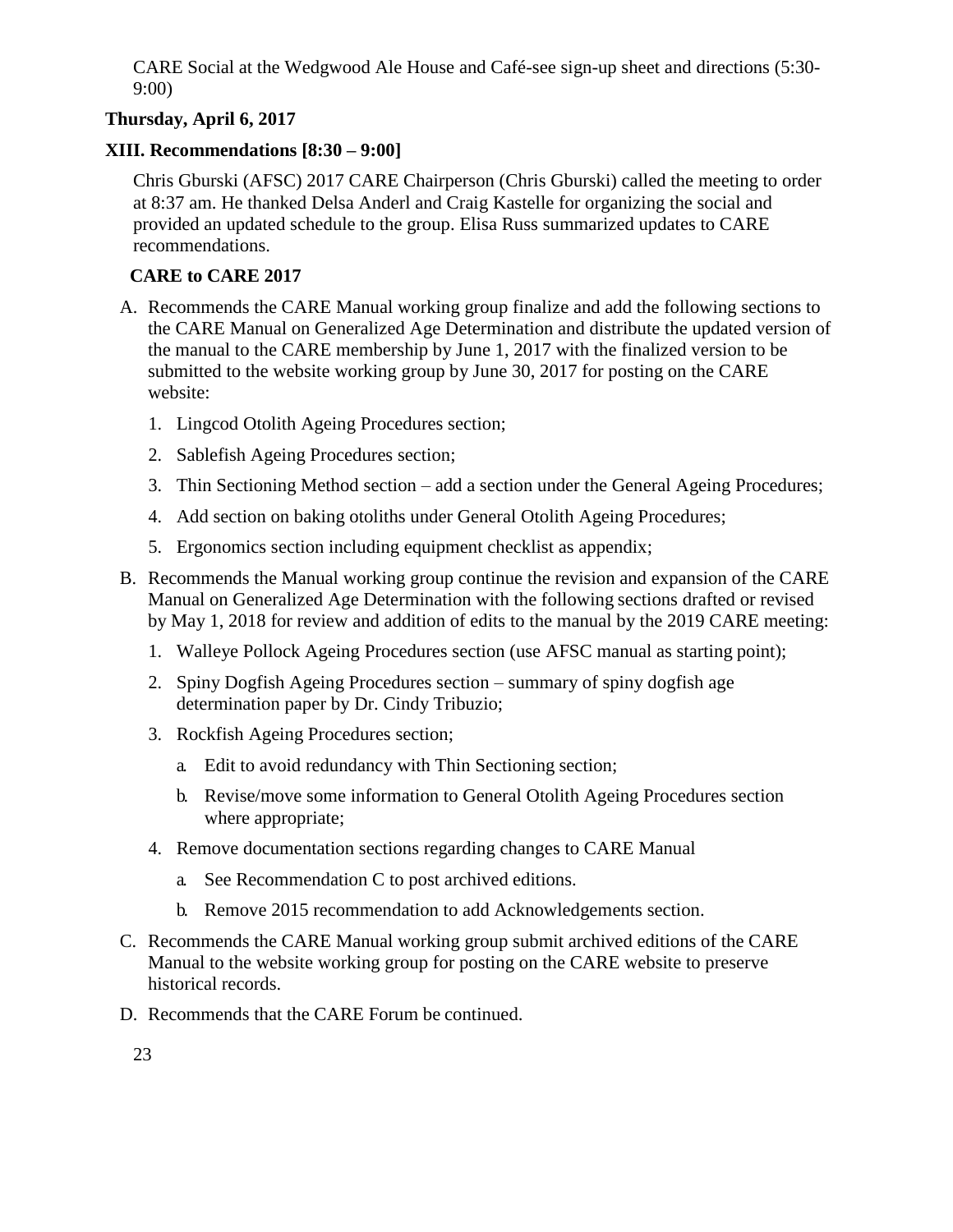CARE Social at the Wedgwood Ale House and Café-see sign-up sheet and directions (5:30-9:00)

**Thursday, April 6, 2017**

**XIII. Recommendations [8:30 – 9:00]**

Chris Gburski (AFSC) 2017 CARE Chairperson (Chris Gburski) called the meeting to order at 8:37 am. He thanked Delsa Anderl and Craig Kastelle for organizing the social and provided an updated schedule to the group. Elisa Russ summarized updates to CARE recommendations.

**CARE to CARE 2017**

A. Recommends the CARE Manual working group finalize and add the following sections to the CARE Manual on Generalized Age Determination and distribute the updated version of the manual to the CARE membership by June 1, 2017 with the finalized version to be submitted to the website working group by June 30, 2017 for posting on the CARE website:

   1. Lingcod Otolith Ageing Procedures section;
   2. Sablefish Ageing Procedures section;
   3. Thin Sectioning Method section – add a section under the General Ageing Procedures;
   4. Add section on baking otoliths under General Otolith Ageing Procedures;
   5. Ergonomics section including equipment checklist as appendix;

B. Recommends the Manual working group continue the revision and expansion of the CARE Manual on Generalized Age Determination with the following sections drafted or revised by May 1, 2018 for review and addition of edits to the manual by the 2019 CARE meeting:

   1. Walleye Pollock Ageing Procedures section (use AFSC manual as starting point);
   2. Spiny Dogfish Ageing Procedures section – summary of spiny dogfish age determination paper by Dr. Cindy Tribuzio;
   3. Rockfish Ageing Procedures section;
      a. Edit to avoid redundancy with Thin Sectioning section;
      b. Revise/move some information to General Otolith Ageing Procedures section where appropriate;
   4. Remove documentation sections regarding changes to CARE Manual
      a. See Recommendation C to post archived editions.
      b. Remove 2015 recommendation to add Acknowledgements section.

C. Recommends the CARE Manual working group submit archived editions of the CARE Manual to the website working group for posting on the CARE website to preserve historical records.

D. Recommends that the CARE Forum be continued.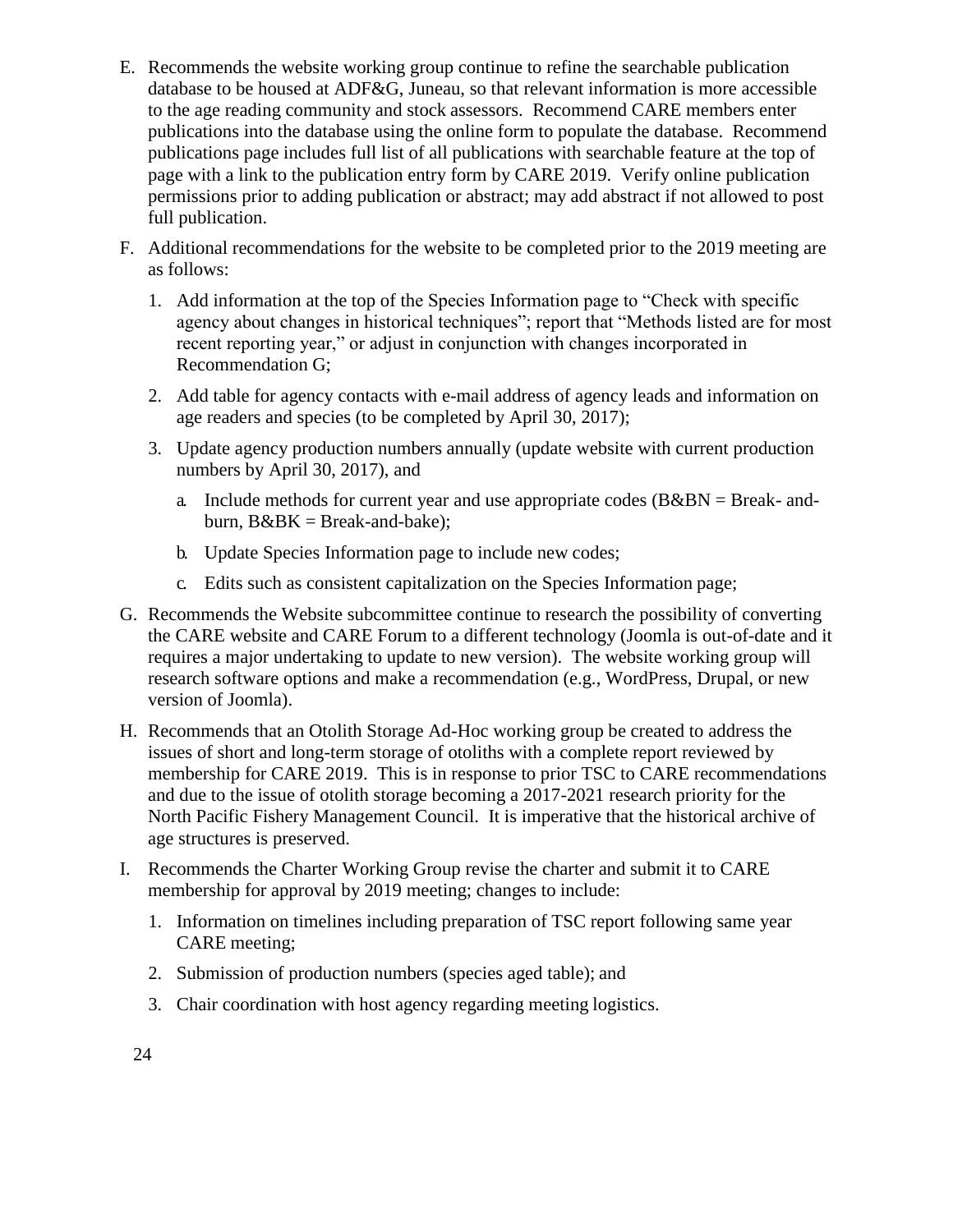E. Recommends the website working group continue to refine the searchable publication database to be housed at ADF&G, Juneau, so that relevant information is more accessible to the age reading community and stock assessors. Recommend CARE members enter publications into the database using the online form to populate the database. Recommend publications page includes full list of all publications with searchable feature at the top of page with a link to the publication entry form by CARE 2019. Verify online publication permissions prior to adding publication or abstract; may add abstract if not allowed to post full publication.

F. Additional recommendations for the website to be completed prior to the 2019 meeting are as follows:

   1. Add information at the top of the Species Information page to "Check with specific agency about changes in historical techniques"; report that "Methods listed are for most recent reporting year," or adjust in conjunction with changes incorporated in Recommendation G;

   2. Add table for agency contacts with e-mail address of agency leads and information on age readers and species (to be completed by April 30, 2017);

   3. Update agency production numbers annually (update website with current production numbers by April 30, 2017), and

      a. Include methods for current year and use appropriate codes (B&BN = Break- and-burn, B&BK = Break-and-bake);

      b. Update Species Information page to include new codes;

      c. Edits such as consistent capitalization on the Species Information page;

G. Recommends the Website subcommittee continue to research the possibility of converting the CARE website and CARE Forum to a different technology (Joomla is out-of-date and it requires a major undertaking to update to new version). The website working group will research software options and make a recommendation (e.g., WordPress, Drupal, or new version of Joomla).

H. Recommends that an Otolith Storage Ad-Hoc working group be created to address the issues of short and long-term storage of otoliths with a complete report reviewed by membership for CARE 2019. This is in response to prior TSC to CARE recommendations and due to the issue of otolith storage becoming a 2017-2021 research priority for the North Pacific Fishery Management Council. It is imperative that the historical archive of age structures is preserved.

I. Recommends the Charter Working Group revise the charter and submit it to CARE membership for approval by 2019 meeting; changes to include:

   1. Information on timelines including preparation of TSC report following same year CARE meeting;

   2. Submission of production numbers (species aged table); and

   3. Chair coordination with host agency regarding meeting logistics.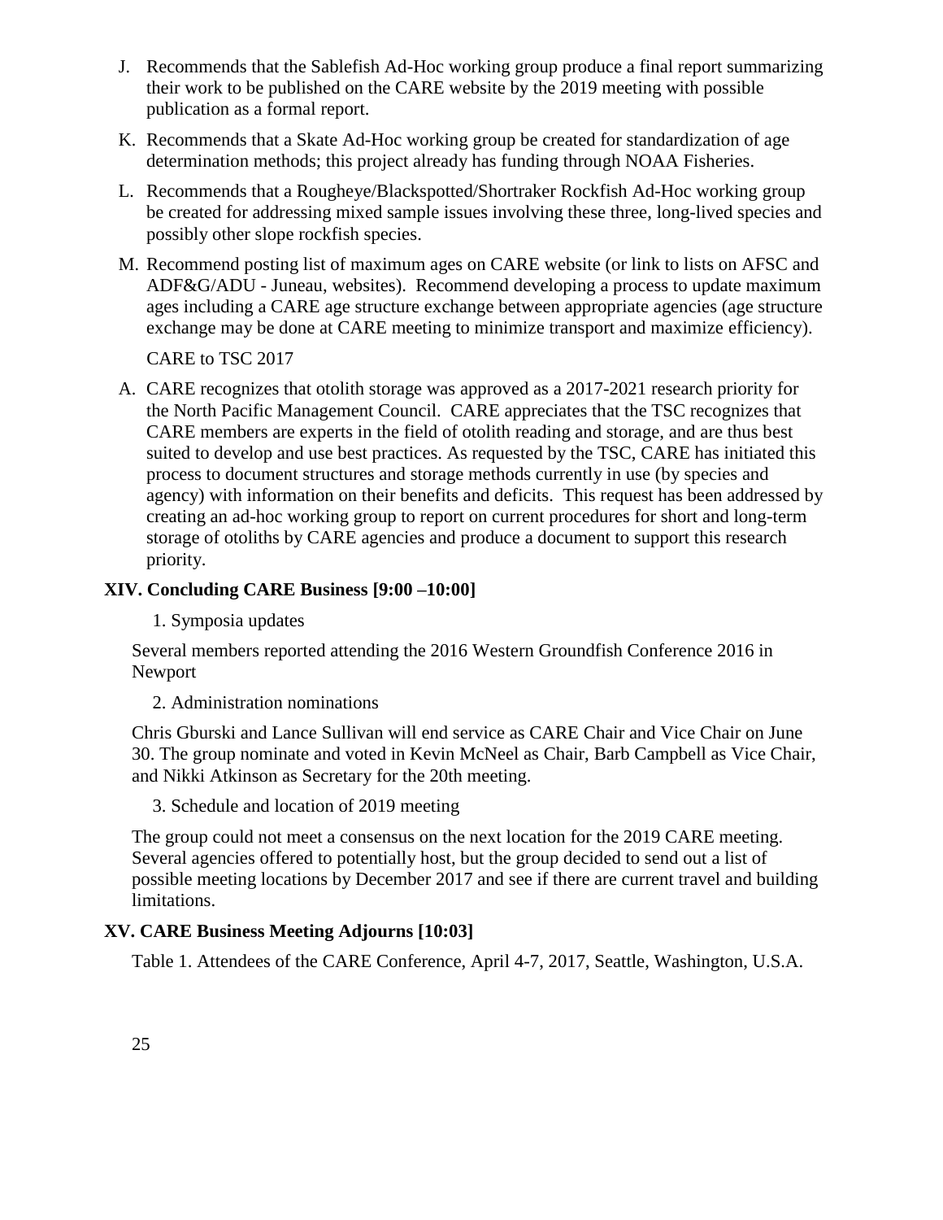J. Recommends that the Sablefish Ad-Hoc working group produce a final report summarizing their work to be published on the CARE website by the 2019 meeting with possible publication as a formal report.

K. Recommends that a Skate Ad-Hoc working group be created for standardization of age determination methods; this project already has funding through NOAA Fisheries.

L. Recommends that a Rougheye/Blackspotted/Shortraker Rockfish Ad-Hoc working group be created for addressing mixed sample issues involving these three, long-lived species and possibly other slope rockfish species.

M. Recommend posting list of maximum ages on CARE website (or link to lists on AFSC and ADF&G/ADU - Juneau, websites). Recommend developing a process to update maximum ages including a CARE age structure exchange between appropriate agencies (age structure exchange may be done at CARE meeting to minimize transport and maximize efficiency).

CARE to TSC 2017

A. CARE recognizes that otolith storage was approved as a 2017-2021 research priority for the North Pacific Management Council. CARE appreciates that the TSC recognizes that CARE members are experts in the field of otolith reading and storage, and are thus best suited to develop and use best practices. As requested by the TSC, CARE has initiated this process to document structures and storage methods currently in use (by species and agency) with information on their benefits and deficits. This request has been addressed by creating an ad-hoc working group to report on current procedures for short and long-term storage of otoliths by CARE agencies and produce a document to support this research priority.

## XIV. Concluding CARE Business [9:00 –10:00]

1. Symposia updates

Several members reported attending the 2016 Western Groundfish Conference 2016 in Newport

2. Administration nominations

Chris Gburski and Lance Sullivan will end service as CARE Chair and Vice Chair on June 30. The group nominate and voted in Kevin McNeel as Chair, Barb Campbell as Vice Chair, and Nikki Atkinson as Secretary for the 20th meeting.

3. Schedule and location of 2019 meeting

The group could not meet a consensus on the next location for the 2019 CARE meeting. Several agencies offered to potentially host, but the group decided to send out a list of possible meeting locations by December 2017 and see if there are current travel and building limitations.

## XV. CARE Business Meeting Adjourns [10:03]

Table 1. Attendees of the CARE Conference, April 4-7, 2017, Seattle, Washington, U.S.A.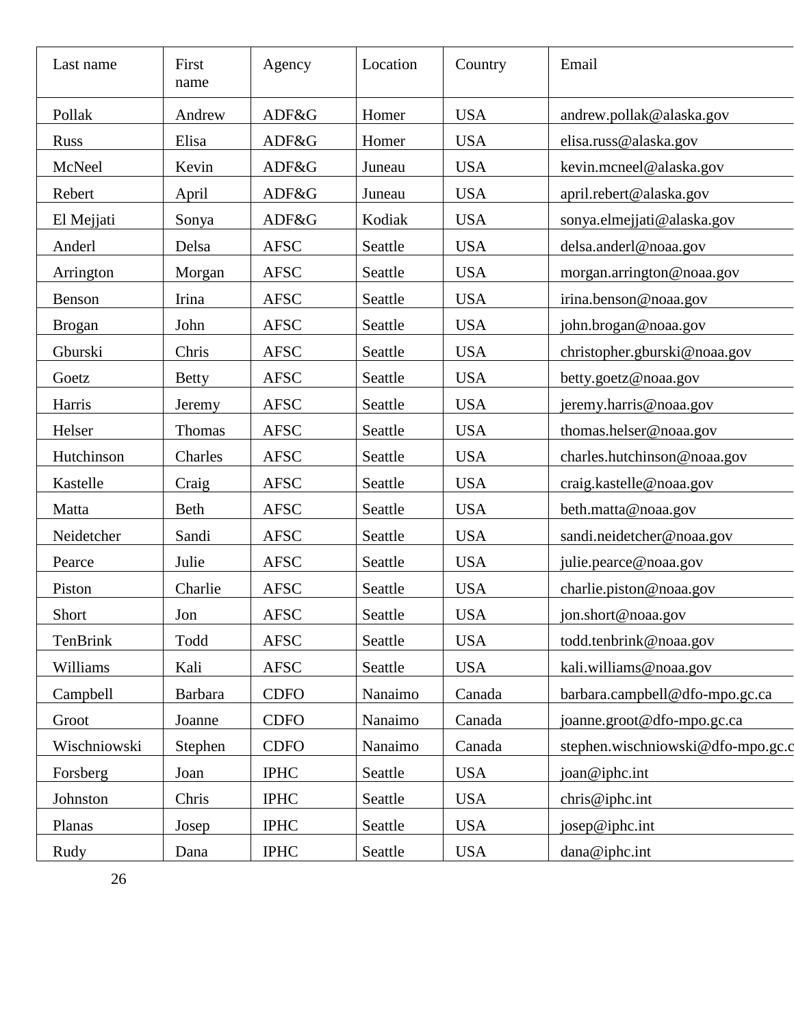| Last name | First name | Agency | Location | Country | Email |
|---|---|---|---|---|---|
| Pollak | Andrew | ADF&G | Homer | USA | andrew.pollak@alaska.gov |
| Russ | Elisa | ADF&G | Homer | USA | elisa.russ@alaska.gov |
| McNeel | Kevin | ADF&G | Juneau | USA | kevin.mcneel@alaska.gov |
| Rebert | April | ADF&G | Juneau | USA | april.rebert@alaska.gov |
| El Mejjati | Sonya | ADF&G | Kodiak | USA | sonya.elmejjati@alaska.gov |
| Anderl | Delsa | AFSC | Seattle | USA | delsa.anderl@noaa.gov |
| Arrington | Morgan | AFSC | Seattle | USA | morgan.arrington@noaa.gov |
| Benson | Irina | AFSC | Seattle | USA | irina.benson@noaa.gov |
| Brogan | John | AFSC | Seattle | USA | john.brogan@noaa.gov |
| Gburski | Chris | AFSC | Seattle | USA | christopher.gburski@noaa.gov |
| Goetz | Betty | AFSC | Seattle | USA | betty.goetz@noaa.gov |
| Harris | Jeremy | AFSC | Seattle | USA | jeremy.harris@noaa.gov |
| Helser | Thomas | AFSC | Seattle | USA | thomas.helser@noaa.gov |
| Hutchinson | Charles | AFSC | Seattle | USA | charles.hutchinson@noaa.gov |
| Kastelle | Craig | AFSC | Seattle | USA | craig.kastelle@noaa.gov |
| Matta | Beth | AFSC | Seattle | USA | beth.matta@noaa.gov |
| Neidetcher | Sandi | AFSC | Seattle | USA | sandi.neidetcher@noaa.gov |
| Pearce | Julie | AFSC | Seattle | USA | julie.pearce@noaa.gov |
| Piston | Charlie | AFSC | Seattle | USA | charlie.piston@noaa.gov |
| Short | Jon | AFSC | Seattle | USA | jon.short@noaa.gov |
| TenBrink | Todd | AFSC | Seattle | USA | todd.tenbrink@noaa.gov |
| Williams | Kali | AFSC | Seattle | USA | kali.williams@noaa.gov |
| Campbell | Barbara | CDFO | Nanaimo | Canada | barbara.campbell@dfo-mpo.gc.ca |
| Groot | Joanne | CDFO | Nanaimo | Canada | joanne.groot@dfo-mpo.gc.ca |
| Wischniowski | Stephen | CDFO | Nanaimo | Canada | stephen.wischniowski@dfo-mpo.gc.c |
| Forsberg | Joan | IPHC | Seattle | USA | joan@iphc.int |
| Johnston | Chris | IPHC | Seattle | USA | chris@iphc.int |
| Planas | Josep | IPHC | Seattle | USA | josep@iphc.int |
| Rudy | Dana | IPHC | Seattle | USA | dana@iphc.int |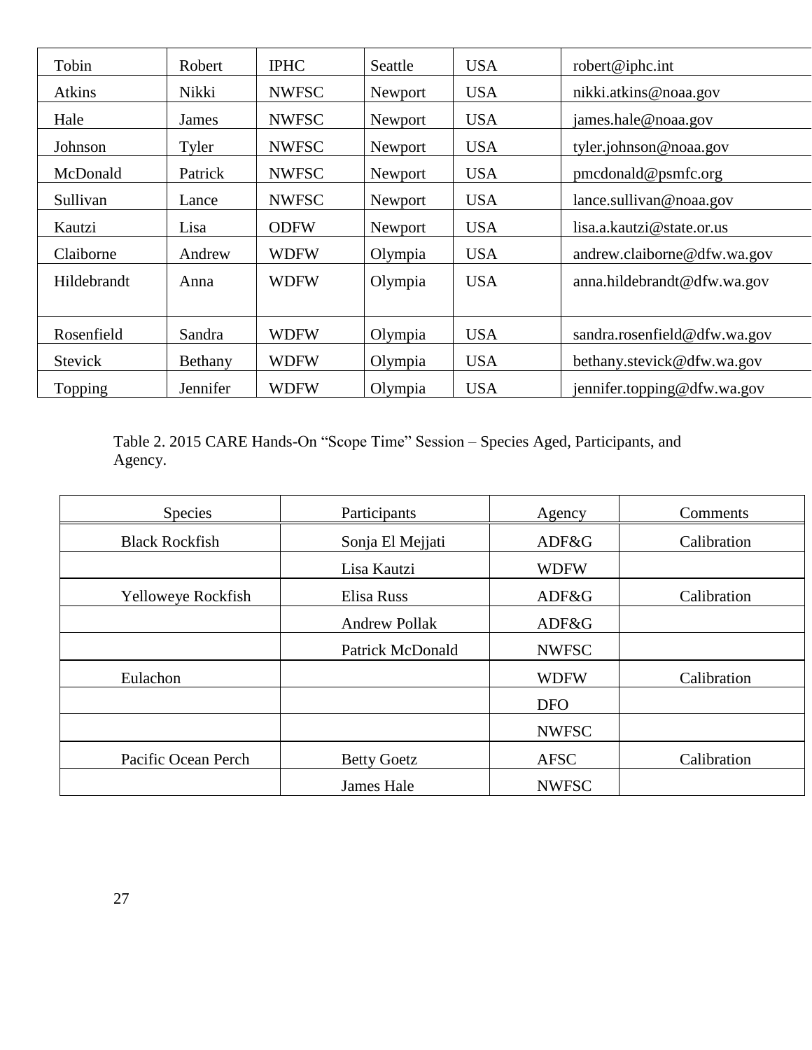| Tobin | Robert | IPHC | Seattle | USA | robert@iphc.int |
|---|---|---|---|---|---|
| Atkins | Nikki | NWFSC | Newport | USA | nikki.atkins@noaa.gov |
| Hale | James | NWFSC | Newport | USA | james.hale@noaa.gov |
| Johnson | Tyler | NWFSC | Newport | USA | tyler.johnson@noaa.gov |
| McDonald | Patrick | NWFSC | Newport | USA | pmcdonald@psmfc.org |
| Sullivan | Lance | NWFSC | Newport | USA | lance.sullivan@noaa.gov |
| Kautzi | Lisa | ODFW | Newport | USA | lisa.a.kautzi@state.or.us |
| Claiborne | Andrew | WDFW | Olympia | USA | andrew.claiborne@dfw.wa.gov |
| Hildebrandt | Anna | WDFW | Olympia | USA | anna.hildebrandt@dfw.wa.gov |
| Rosenfield | Sandra | WDFW | Olympia | USA | sandra.rosenfield@dfw.wa.gov |
| Stevick | Bethany | WDFW | Olympia | USA | bethany.stevick@dfw.wa.gov |
| Topping | Jennifer | WDFW | Olympia | USA | jennifer.topping@dfw.wa.gov |

Table 2. 2015 CARE Hands-On "Scope Time" Session – Species Aged, Participants, and Agency.

| Species | Participants | Agency | Comments |
|---|---|---|---|
| Black Rockfish | Sonja El Mejjati | ADF&G | Calibration |
| | Lisa Kautzi | WDFW | |
| Yelloweye Rockfish | Elisa Russ | ADF&G | Calibration |
| | Andrew Pollak | ADF&G | |
| | Patrick McDonald | NWFSC | |
| Eulachon | | WDFW | Calibration |
| | | DFO | |
| | | NWFSC | |
| Pacific Ocean Perch | Betty Goetz | AFSC | Calibration |
| | James Hale | NWFSC | |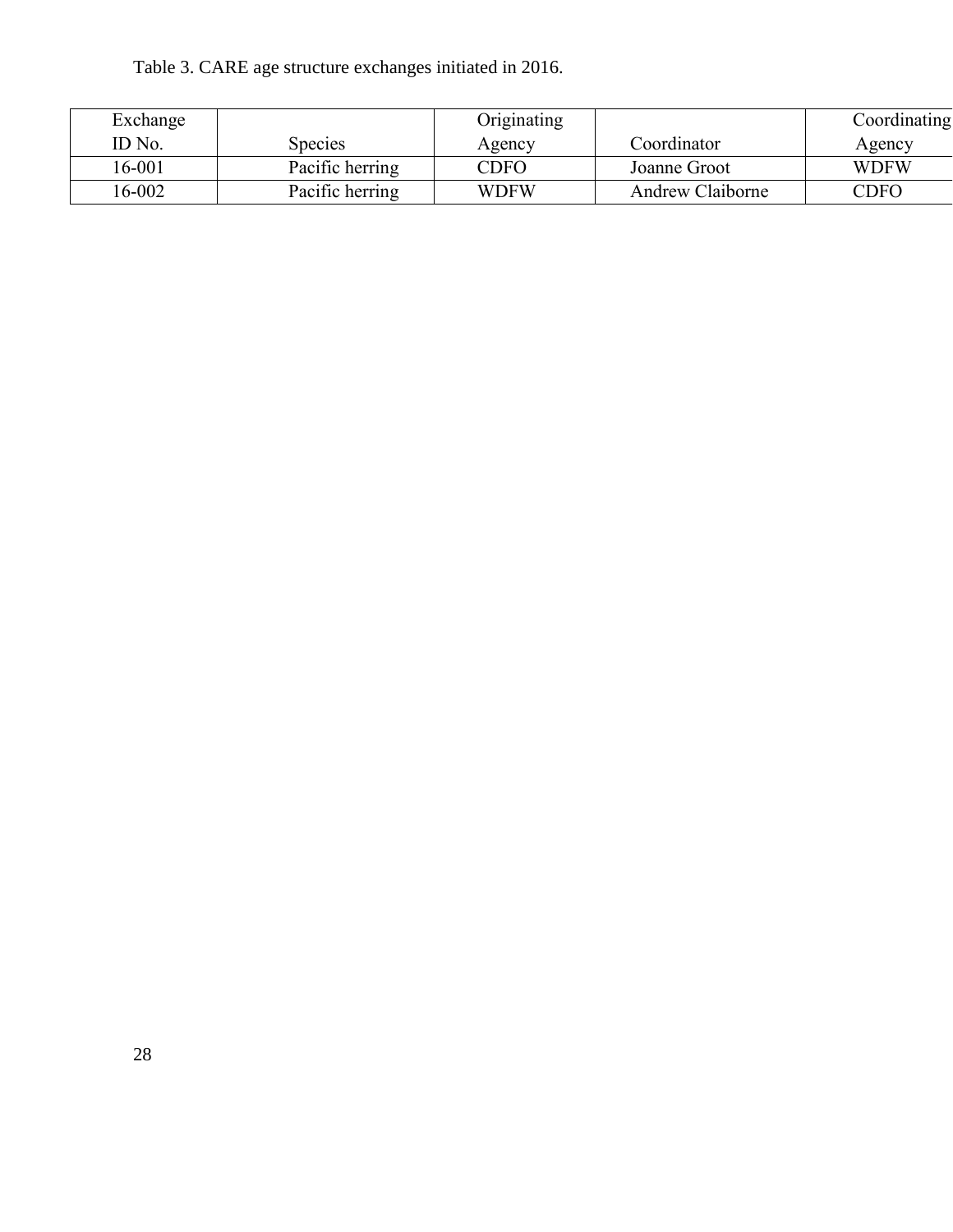Table 3. CARE age structure exchanges initiated in 2016.

| Exchange ID No. | Species | Originating Agency | Coordinator | Coordinating Agency |
|---|---|---|---|---|
| 16-001 | Pacific herring | CDFO | Joanne Groot | WDFW |
| 16-002 | Pacific herring | WDFW | Andrew Claiborne | CDFO |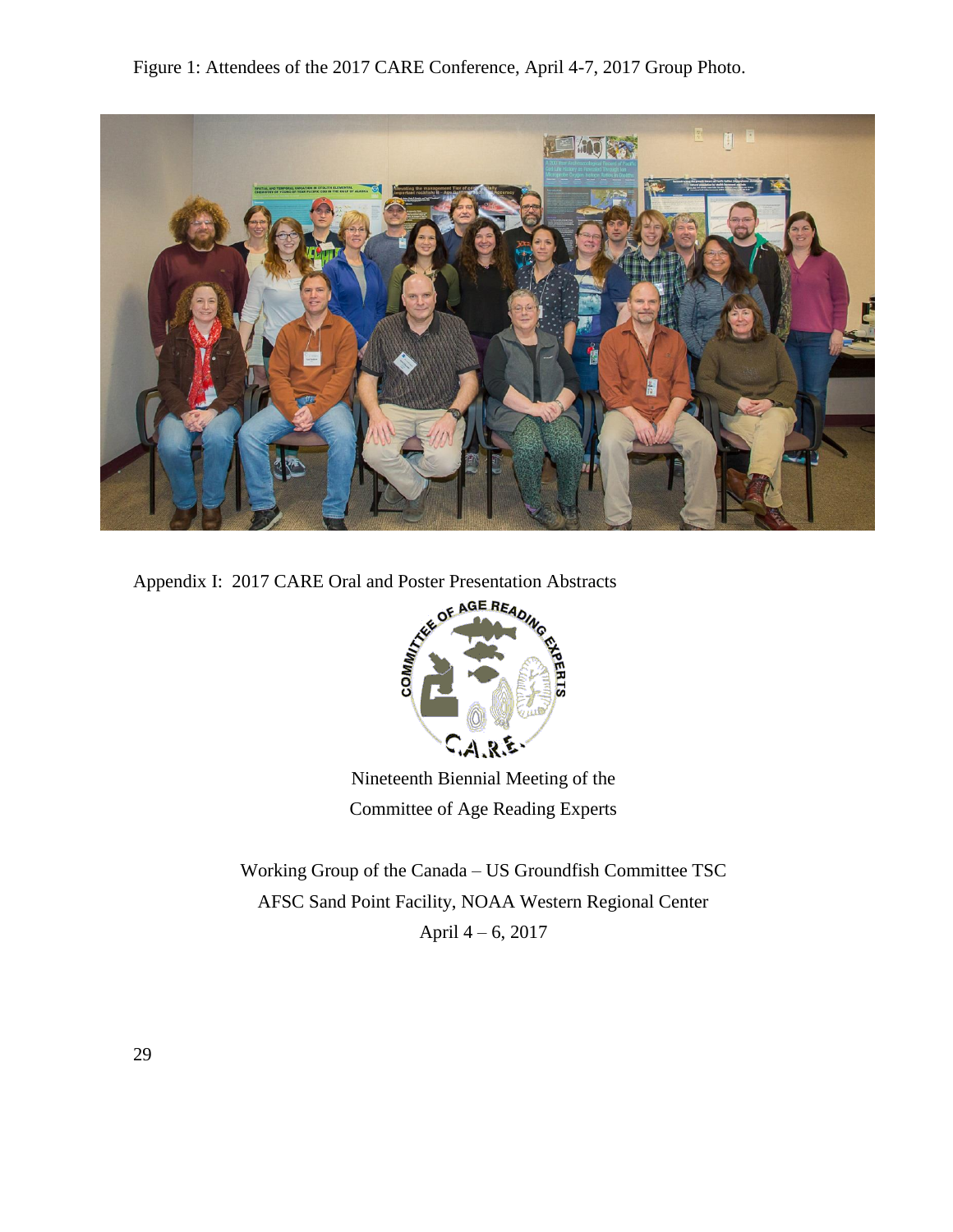Figure 1: Attendees of the 2017 CARE Conference, April 4-7, 2017 Group Photo.

Appendix I: 2017 CARE Oral and Poster Presentation Abstracts

Nineteenth Biennial Meeting of the
Committee of Age Reading Experts

Working Group of the Canada – US Groundfish Committee TSC
AFSC Sand Point Facility, NOAA Western Regional Center
April 4 – 6, 2017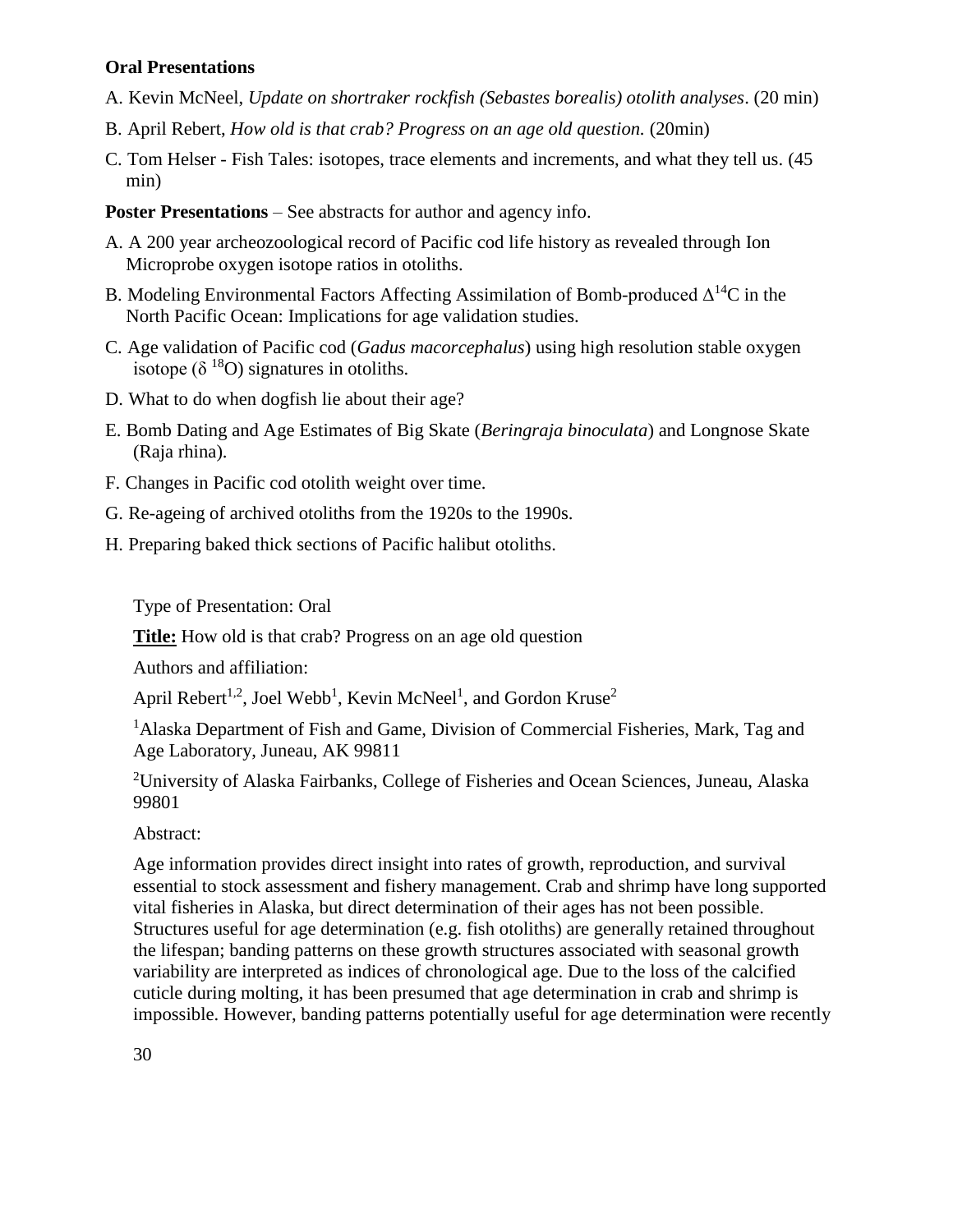**Oral Presentations**

A. Kevin McNeel, *Update on shortraker rockfish (Sebastes borealis) otolith analyses*. (20 min)

B. April Rebert, *How old is that crab? Progress on an age old question.* (20min)

C. Tom Helser - Fish Tales: isotopes, trace elements and increments, and what they tell us. (45 min)

**Poster Presentations** – See abstracts for author and agency info.

A. A 200 year archeozoological record of Pacific cod life history as revealed through Ion Microprobe oxygen isotope ratios in otoliths.

B. Modeling Environmental Factors Affecting Assimilation of Bomb-produced $\Delta^{14}C$ in the North Pacific Ocean: Implications for age validation studies.

C. Age validation of Pacific cod (*Gadus macorcephalus*) using high resolution stable oxygen isotope ($\delta^{18}O$) signatures in otoliths.

D. What to do when dogfish lie about their age?

E. Bomb Dating and Age Estimates of Big Skate (*Beringraja binoculata*) and Longnose Skate (Raja rhina).

F. Changes in Pacific cod otolith weight over time.

G. Re-ageing of archived otoliths from the 1920s to the 1990s.

H. Preparing baked thick sections of Pacific halibut otoliths.

Type of Presentation: Oral

**Title:** How old is that crab? Progress on an age old question

Authors and affiliation:

April Rebert[1,2], Joel Webb[1], Kevin McNeel[1], and Gordon Kruse[2]

[1]Alaska Department of Fish and Game, Division of Commercial Fisheries, Mark, Tag and Age Laboratory, Juneau, AK 99811

[2]University of Alaska Fairbanks, College of Fisheries and Ocean Sciences, Juneau, Alaska 99801

Abstract:

Age information provides direct insight into rates of growth, reproduction, and survival essential to stock assessment and fishery management. Crab and shrimp have long supported vital fisheries in Alaska, but direct determination of their ages has not been possible. Structures useful for age determination (e.g. fish otoliths) are generally retained throughout the lifespan; banding patterns on these growth structures associated with seasonal growth variability are interpreted as indices of chronological age. Due to the loss of the calcified cuticle during molting, it has been presumed that age determination in crab and shrimp is impossible. However, banding patterns potentially useful for age determination were recently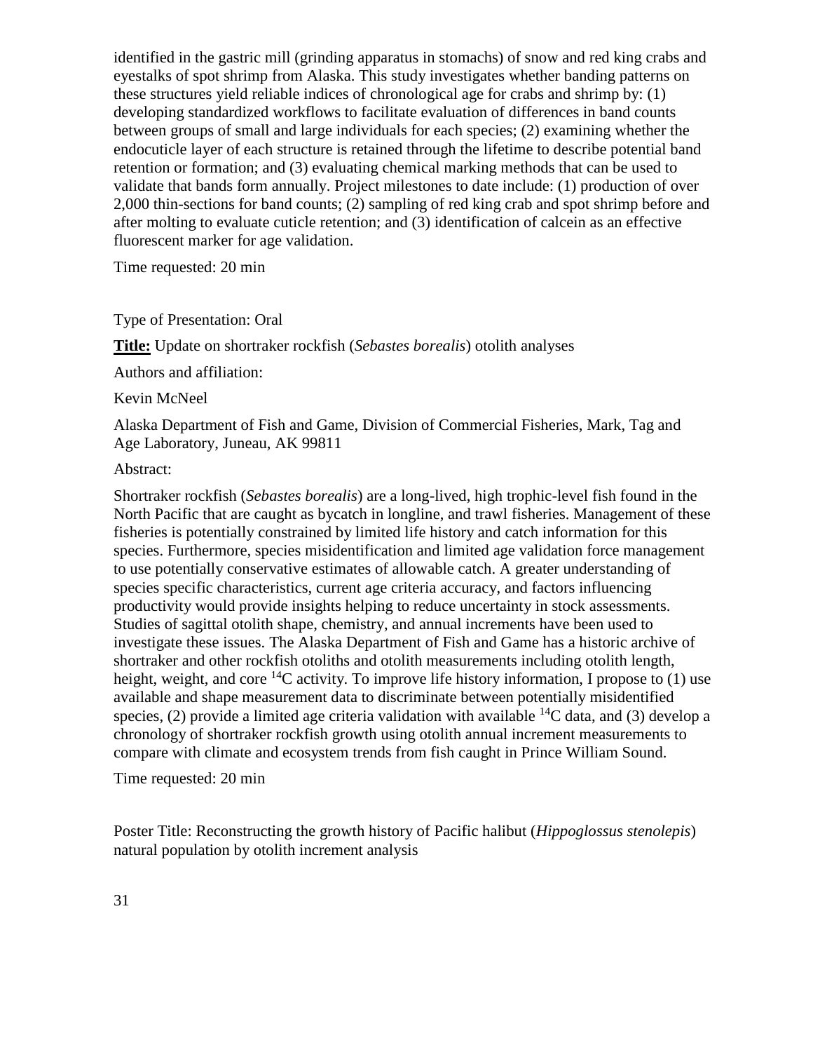identified in the gastric mill (grinding apparatus in stomachs) of snow and red king crabs and eyestalks of spot shrimp from Alaska. This study investigates whether banding patterns on these structures yield reliable indices of chronological age for crabs and shrimp by: (1) developing standardized workflows to facilitate evaluation of differences in band counts between groups of small and large individuals for each species; (2) examining whether the endocuticle layer of each structure is retained through the lifetime to describe potential band retention or formation; and (3) evaluating chemical marking methods that can be used to validate that bands form annually. Project milestones to date include: (1) production of over 2,000 thin-sections for band counts; (2) sampling of red king crab and spot shrimp before and after molting to evaluate cuticle retention; and (3) identification of calcein as an effective fluorescent marker for age validation.

Time requested: 20 min

Type of Presentation: Oral

**Title:** Update on shortraker rockfish (*Sebastes borealis*) otolith analyses

Authors and affiliation:

Kevin McNeel

Alaska Department of Fish and Game, Division of Commercial Fisheries, Mark, Tag and Age Laboratory, Juneau, AK 99811

Abstract:

Shortraker rockfish (*Sebastes borealis*) are a long-lived, high trophic-level fish found in the North Pacific that are caught as bycatch in longline, and trawl fisheries. Management of these fisheries is potentially constrained by limited life history and catch information for this species. Furthermore, species misidentification and limited age validation force management to use potentially conservative estimates of allowable catch. A greater understanding of species specific characteristics, current age criteria accuracy, and factors influencing productivity would provide insights helping to reduce uncertainty in stock assessments. Studies of sagittal otolith shape, chemistry, and annual increments have been used to investigate these issues. The Alaska Department of Fish and Game has a historic archive of shortraker and other rockfish otoliths and otolith measurements including otolith length, height, weight, and core $^{14}C$ activity. To improve life history information, I propose to (1) use available and shape measurement data to discriminate between potentially misidentified species, (2) provide a limited age criteria validation with available $^{14}C$ data, and (3) develop a chronology of shortraker rockfish growth using otolith annual increment measurements to compare with climate and ecosystem trends from fish caught in Prince William Sound.

Time requested: 20 min

Poster Title: Reconstructing the growth history of Pacific halibut (*Hippoglossus stenolepis*) natural population by otolith increment analysis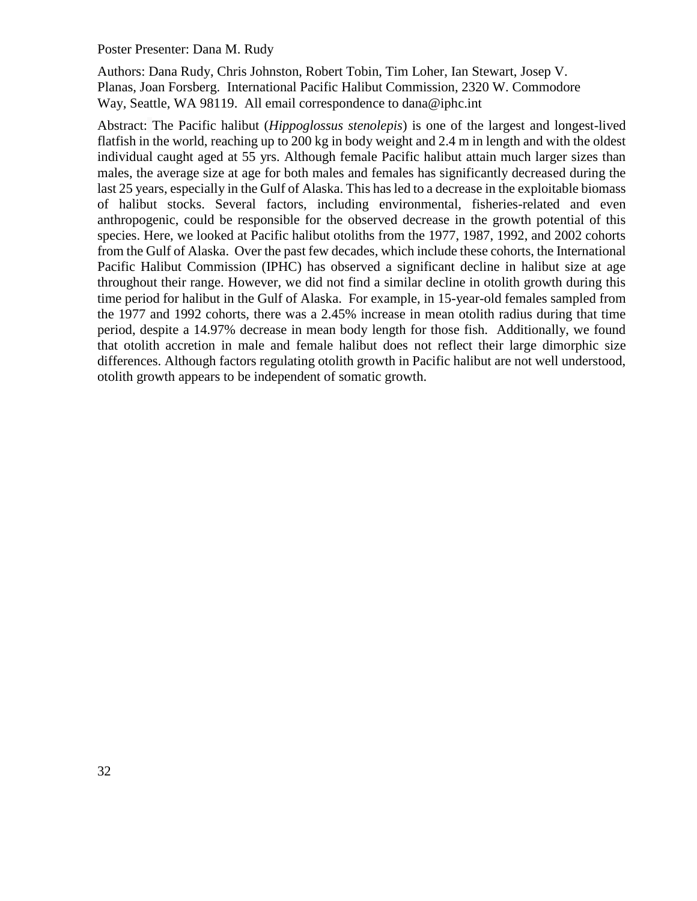Poster Presenter: Dana M. Rudy

Authors: Dana Rudy, Chris Johnston, Robert Tobin, Tim Loher, Ian Stewart, Josep V. Planas, Joan Forsberg. International Pacific Halibut Commission, 2320 W. Commodore Way, Seattle, WA 98119. All email correspondence to dana@iphc.int

Abstract: The Pacific halibut (*Hippoglossus stenolepis*) is one of the largest and longest-lived flatfish in the world, reaching up to 200 kg in body weight and 2.4 m in length and with the oldest individual caught aged at 55 yrs. Although female Pacific halibut attain much larger sizes than males, the average size at age for both males and females has significantly decreased during the last 25 years, especially in the Gulf of Alaska. This has led to a decrease in the exploitable biomass of halibut stocks. Several factors, including environmental, fisheries-related and even anthropogenic, could be responsible for the observed decrease in the growth potential of this species. Here, we looked at Pacific halibut otoliths from the 1977, 1987, 1992, and 2002 cohorts from the Gulf of Alaska. Over the past few decades, which include these cohorts, the International Pacific Halibut Commission (IPHC) has observed a significant decline in halibut size at age throughout their range. However, we did not find a similar decline in otolith growth during this time period for halibut in the Gulf of Alaska. For example, in 15-year-old females sampled from the 1977 and 1992 cohorts, there was a 2.45% increase in mean otolith radius during that time period, despite a 14.97% decrease in mean body length for those fish. Additionally, we found that otolith accretion in male and female halibut does not reflect their large dimorphic size differences. Although factors regulating otolith growth in Pacific halibut are not well understood, otolith growth appears to be independent of somatic growth.